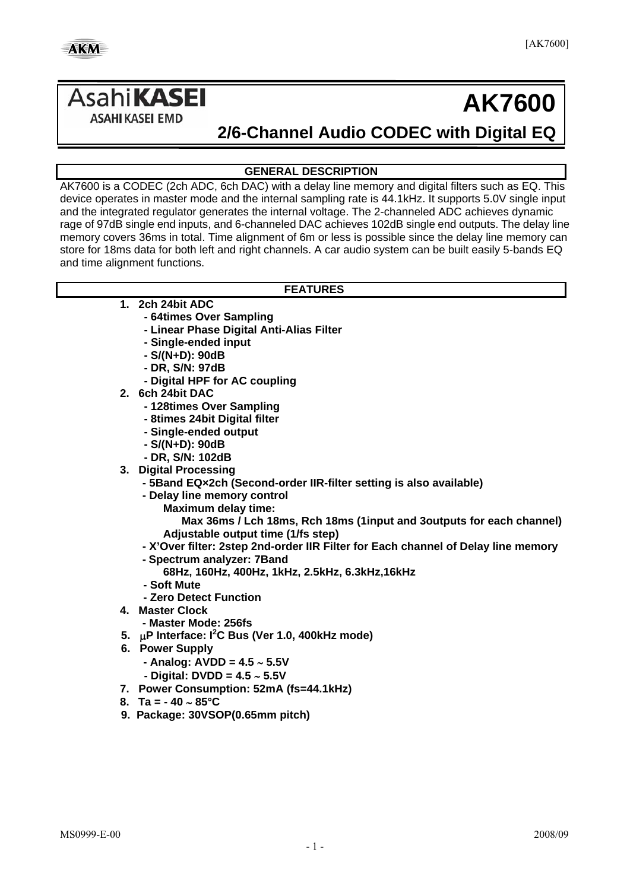Asahi**KASEI**
ASAHI KASEI EMD

# AK7600

## 2/6-Channel Audio CODEC with Digital EQ

### GENERAL DESCRIPTION

AK7600 is a CODEC (2ch ADC, 6ch DAC) with a delay line memory and digital filters such as EQ. This device operates in master mode and the internal sampling rate is 44.1kHz. It supports 5.0V single input and the integrated regulator generates the internal voltage. The 2-channeled ADC achieves dynamic rage of 97dB single end inputs, and 6-channeled DAC achieves 102dB single end outputs. The delay line memory covers 36ms in total. Time alignment of 6m or less is possible since the delay line memory can store for 18ms data for both left and right channels. A car audio system can be built easily 5-bands EQ and time alignment functions.

### FEATURES

1. **2ch 24bit ADC**
   - **64times Over Sampling**
   - **Linear Phase Digital Anti-Alias Filter**
   - **Single-ended input**
   - **S/(N+D): 90dB**
   - **DR, S/N: 97dB**
   - **Digital HPF for AC coupling**
2. **6ch 24bit DAC**
   - **128times Over Sampling**
   - **8times 24bit Digital filter**
   - **Single-ended output**
   - **S/(N+D): 90dB**
   - **DR, S/N: 102dB**
3. **Digital Processing**
   - **5Band EQ×2ch (Second-order IIR-filter setting is also available)**
   - **Delay line memory control**
     - **Maximum delay time:**
       - **Max 36ms / Lch 18ms, Rch 18ms (1input and 3outputs for each channel)**
     - **Adjustable output time (1/fs step)**
   - **X'Over filter: 2step 2nd-order IIR Filter for Each channel of Delay line memory**
   - **Spectrum analyzer: 7Band**
     - **68Hz, 160Hz, 400Hz, 1kHz, 2.5kHz, 6.3kHz,16kHz**
   - **Soft Mute**
   - **Zero Detect Function**
4. **Master Clock**
   - **Master Mode: 256fs**
5. **μP Interface: I²C Bus (Ver 1.0, 400kHz mode)**
6. **Power Supply**
   - **Analog: AVDD = 4.5 ～ 5.5V**
   - **Digital: DVDD = 4.5 ～ 5.5V**
7. **Power Consumption: 52mA (fs=44.1kHz)**
8. **Ta = - 40 ～ 85°C**
9. **Package: 30VSOP(0.65mm pitch)**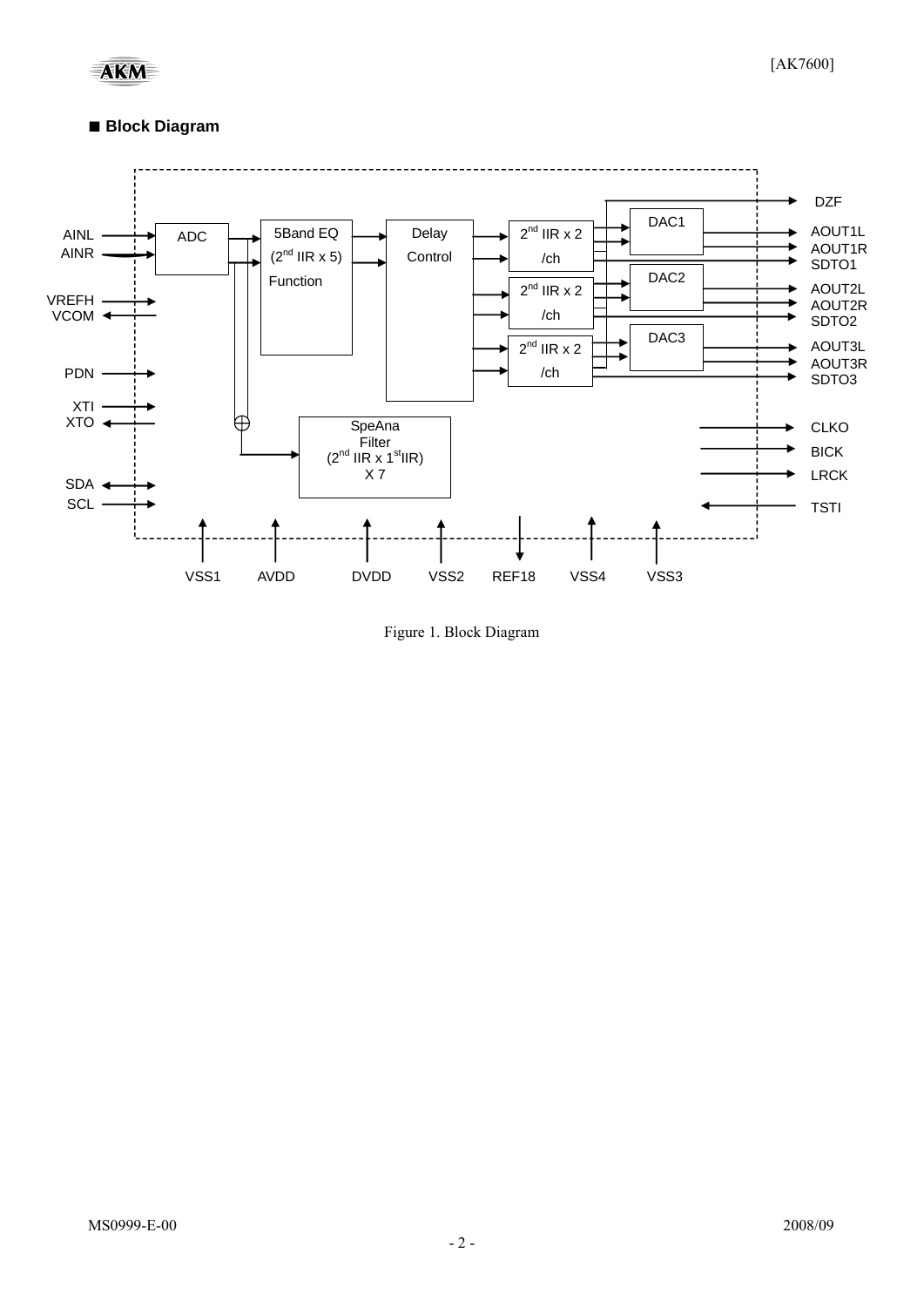## ■ Block Diagram

Figure 1. Block Diagram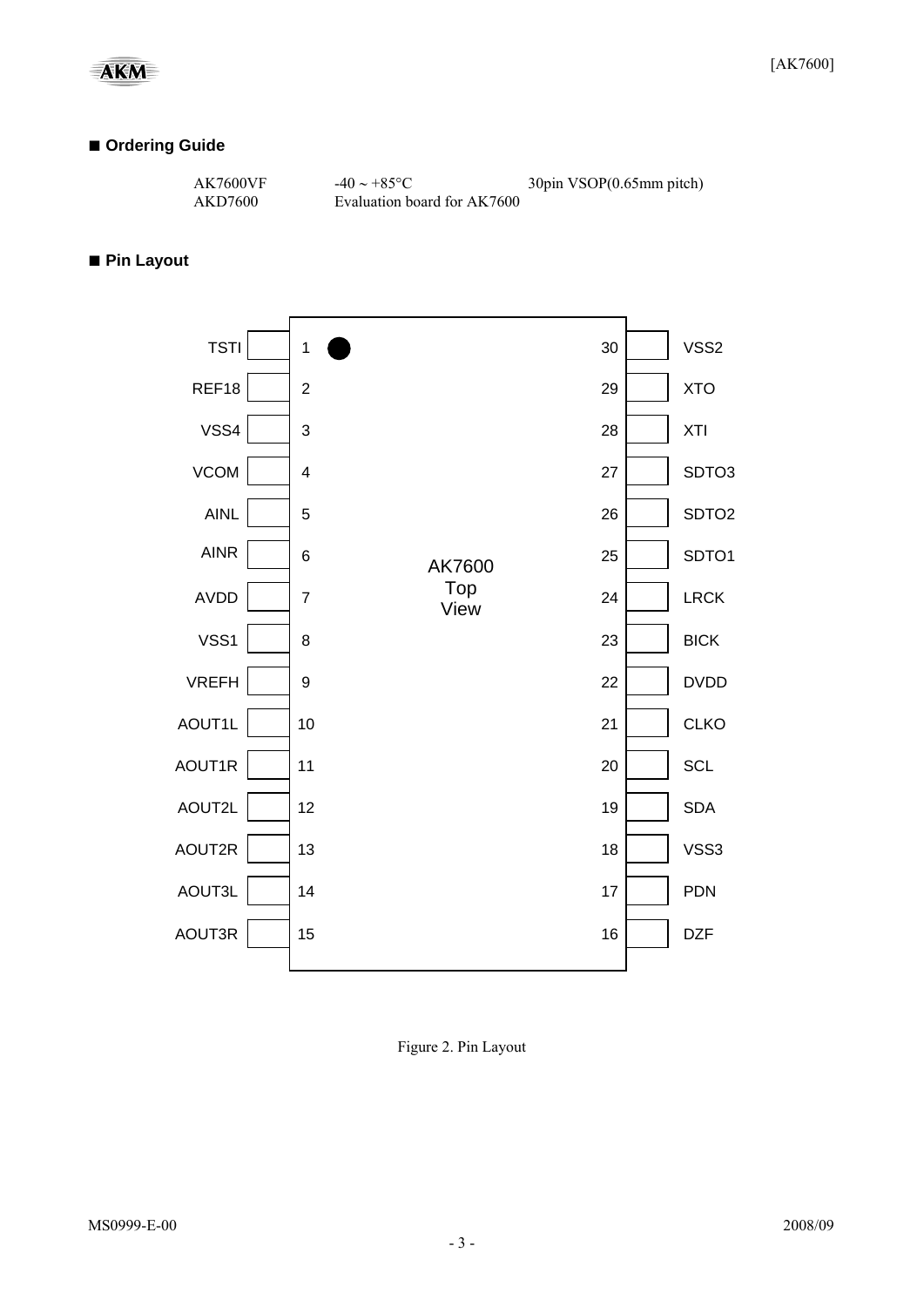## ■ Ordering Guide

| | | |
|---|---|---|
| AK7600VF | -40 ~ +85°C | 30pin VSOP(0.65mm pitch) |
| AKD7600 | Evaluation board for AK7600 | |

## ■ Pin Layout

AK7600 Top View

| Pin Name | No. | No. | Pin Name |
|---|---|---|---|
| TSTI | 1 | 30 | VSS2 |
| REF18 | 2 | 29 | XTO |
| VSS4 | 3 | 28 | XTI |
| VCOM | 4 | 27 | SDTO3 |
| AINL | 5 | 26 | SDTO2 |
| AINR | 6 | 25 | SDTO1 |
| AVDD | 7 | 24 | LRCK |
| VSS1 | 8 | 23 | BICK |
| VREFH | 9 | 22 | DVDD |
| AOUT1L | 10 | 21 | CLKO |
| AOUT1R | 11 | 20 | SCL |
| AOUT2L | 12 | 19 | SDA |
| AOUT2R | 13 | 18 | VSS3 |
| AOUT3L | 14 | 17 | PDN |
| AOUT3R | 15 | 16 | DZF |

Figure 2. Pin Layout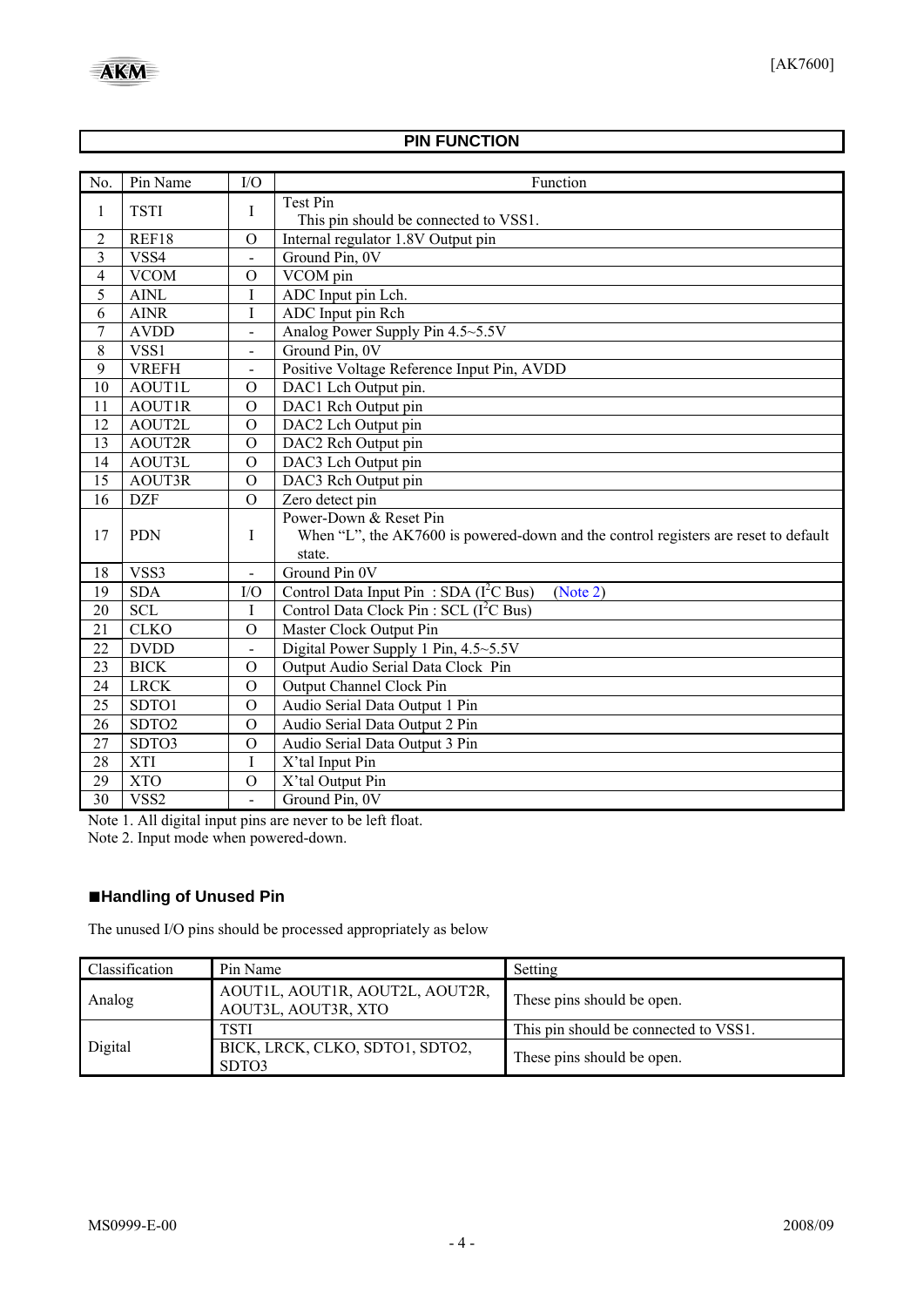## PIN FUNCTION

| No. | Pin Name | I/O | Function |
|---|---|---|---|
| 1 | TSTI | I | Test Pin<br>This pin should be connected to VSS1. |
| 2 | REF18 | O | Internal regulator 1.8V Output pin |
| 3 | VSS4 | - | Ground Pin, 0V |
| 4 | VCOM | O | VCOM pin |
| 5 | AINL | I | ADC Input pin Lch. |
| 6 | AINR | I | ADC Input pin Rch |
| 7 | AVDD | - | Analog Power Supply Pin 4.5~5.5V |
| 8 | VSS1 | - | Ground Pin, 0V |
| 9 | VREFH | - | Positive Voltage Reference Input Pin, AVDD |
| 10 | AOUT1L | O | DAC1 Lch Output pin. |
| 11 | AOUT1R | O | DAC1 Rch Output pin |
| 12 | AOUT2L | O | DAC2 Lch Output pin |
| 13 | AOUT2R | O | DAC2 Rch Output pin |
| 14 | AOUT3L | O | DAC3 Lch Output pin |
| 15 | AOUT3R | O | DAC3 Rch Output pin |
| 16 | DZF | O | Zero detect pin |
| 17 | PDN | I | Power-Down & Reset Pin<br>When "L", the AK7600 is powered-down and the control registers are reset to default state. |
| 18 | VSS3 | - | Ground Pin 0V |
| 19 | SDA | I/O | Control Data Input Pin : SDA ($I^2C$ Bus) (Note 2) |
| 20 | SCL | I | Control Data Clock Pin : SCL ($I^2C$ Bus) |
| 21 | CLKO | O | Master Clock Output Pin |
| 22 | DVDD | - | Digital Power Supply 1 Pin, 4.5~5.5V |
| 23 | BICK | O | Output Audio Serial Data Clock Pin |
| 24 | LRCK | O | Output Channel Clock Pin |
| 25 | SDTO1 | O | Audio Serial Data Output 1 Pin |
| 26 | SDTO2 | O | Audio Serial Data Output 2 Pin |
| 27 | SDTO3 | O | Audio Serial Data Output 3 Pin |
| 28 | XTI | I | X'tal Input Pin |
| 29 | XTO | O | X'tal Output Pin |
| 30 | VSS2 | - | Ground Pin, 0V |

Note 1. All digital input pins are never to be left float.
Note 2. Input mode when powered-down.

### ■Handling of Unused Pin

The unused I/O pins should be processed appropriately as below

| Classification | Pin Name | Setting |
|---|---|---|
| Analog | AOUT1L, AOUT1R, AOUT2L, AOUT2R, AOUT3L, AOUT3R, XTO | These pins should be open. |
| Digital | TSTI | This pin should be connected to VSS1. |
| | BICK, LRCK, CLKO, SDTO1, SDTO2, SDTO3 | These pins should be open. |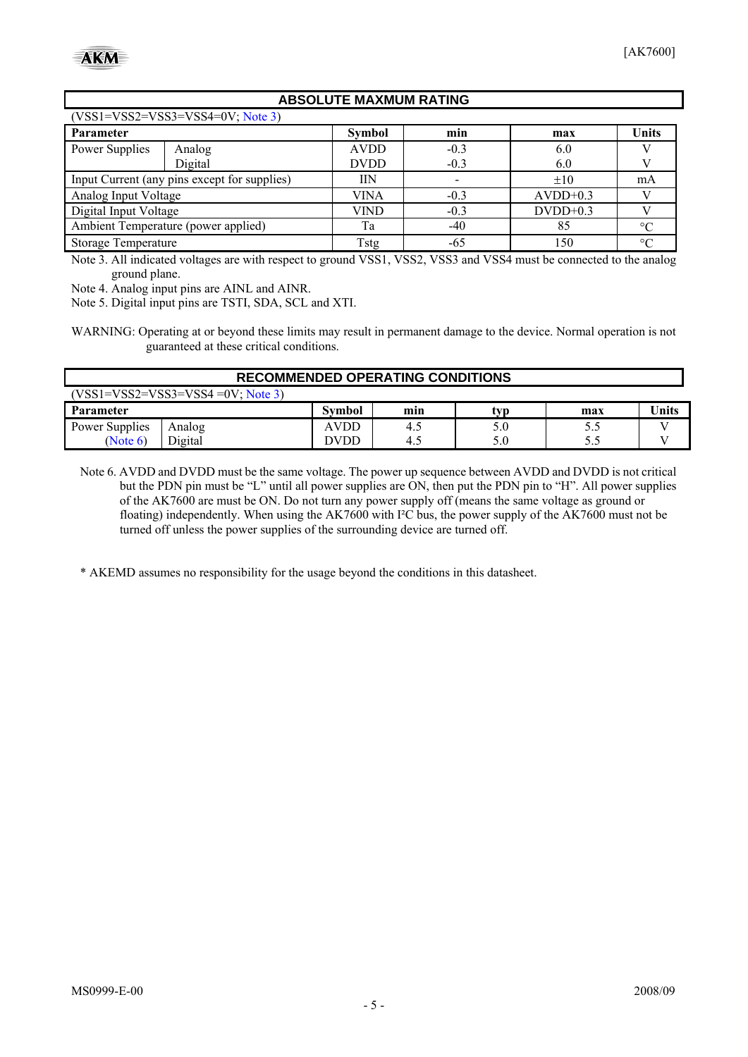## ABSOLUTE MAXMUM RATING

(VSS1=VSS2=VSS3=VSS4=0V; Note 3)

| Parameter | | Symbol | min | max | Units |
|---|---|---|---|---|---|
| Power Supplies | Analog | AVDD | -0.3 | 6.0 | V |
| | Digital | DVDD | -0.3 | 6.0 | V |
| Input Current (any pins except for supplies) | | IIN | - | ±10 | mA |
| Analog Input Voltage | | VINA | -0.3 | AVDD+0.3 | V |
| Digital Input Voltage | | VIND | -0.3 | DVDD+0.3 | V |
| Ambient Temperature (power applied) | | Ta | -40 | 85 | °C |
| Storage Temperature | | Tstg | -65 | 150 | °C |

Note 3. All indicated voltages are with respect to ground VSS1, VSS2, VSS3 and VSS4 must be connected to the analog ground plane.

Note 4. Analog input pins are AINL and AINR.

Note 5. Digital input pins are TSTI, SDA, SCL and XTI.

WARNING: Operating at or beyond these limits may result in permanent damage to the device. Normal operation is not guaranteed at these critical conditions.

## RECOMMENDED OPERATING CONDITIONS

(VSS1=VSS2=VSS3=VSS4 =0V; Note 3)

| Parameter | | Symbol | min | typ | max | Units |
|---|---|---|---|---|---|---|
| Power Supplies | Analog | AVDD | 4.5 | 5.0 | 5.5 | V |
| (Note 6) | Digital | DVDD | 4.5 | 5.0 | 5.5 | V |

Note 6. AVDD and DVDD must be the same voltage. The power up sequence between AVDD and DVDD is not critical but the PDN pin must be "L" until all power supplies are ON, then put the PDN pin to "H". All power supplies of the AK7600 are must be ON. Do not turn any power supply off (means the same voltage as ground or floating) independently. When using the AK7600 with I²C bus, the power supply of the AK7600 must not be turned off unless the power supplies of the surrounding device are turned off.

\* AKEMD assumes no responsibility for the usage beyond the conditions in this datasheet.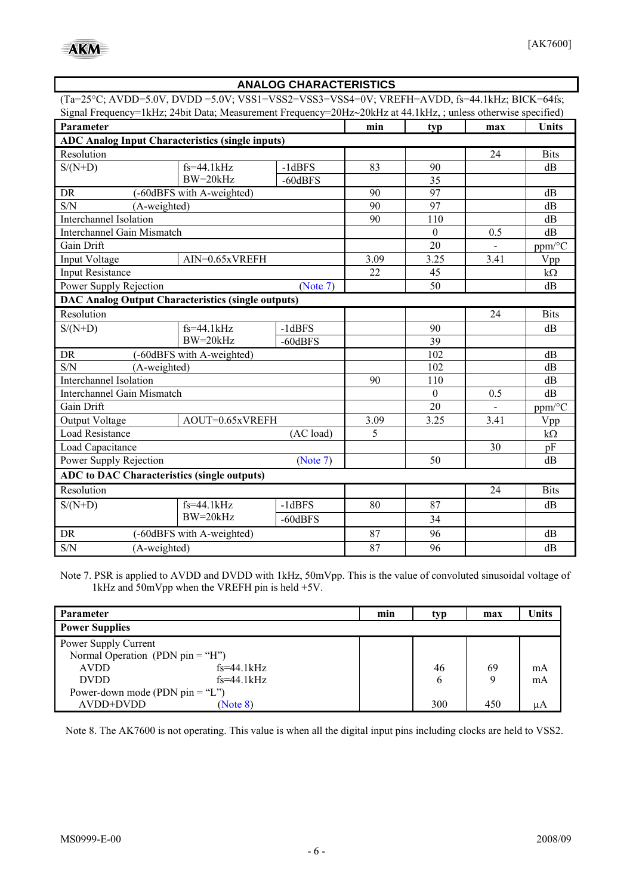## ANALOG CHARACTERISTICS

(Ta=25°C; AVDD=5.0V, DVDD =5.0V; VSS1=VSS2=VSS3=VSS4=0V; VREFH=AVDD, fs=44.1kHz; BICK=64fs; Signal Frequency=1kHz; 24bit Data; Measurement Frequency=20Hz~20kHz at 44.1kHz, ; unless otherwise specified)

| Parameter | | | min | typ | max | Units |
|---|---|---|---|---|---|---|
| **ADC Analog Input Characteristics (single inputs)** | | | | | | |
| Resolution | | | | | 24 | Bits |
| S/(N+D) | fs=44.1kHz BW=20kHz | -1dBFS | 83 | 90 | | dB |
| | | -60dBFS | | 35 | | |
| DR | (-60dBFS with A-weighted) | | 90 | 97 | | dB |
| S/N | (A-weighted) | | 90 | 97 | | dB |
| Interchannel Isolation | | | 90 | 110 | | dB |
| Interchannel Gain Mismatch | | | | 0 | 0.5 | dB |
| Gain Drift | | | | 20 | - | ppm/°C |
| Input Voltage | AIN=0.65xVREFH | | 3.09 | 3.25 | 3.41 | Vpp |
| Input Resistance | | | 22 | 45 | | kΩ |
| Power Supply Rejection | | (Note 7) | | 50 | | dB |
| **DAC Analog Output Characteristics (single outputs)** | | | | | | |
| Resolution | | | | | 24 | Bits |
| S/(N+D) | fs=44.1kHz BW=20kHz | -1dBFS | | 90 | | dB |
| | | -60dBFS | | 39 | | |
| DR | (-60dBFS with A-weighted) | | | 102 | | dB |
| S/N | (A-weighted) | | | 102 | | dB |
| Interchannel Isolation | | | 90 | 110 | | dB |
| Interchannel Gain Mismatch | | | | 0 | 0.5 | dB |
| Gain Drift | | | | 20 | - | ppm/°C |
| Output Voltage | AOUT=0.65xVREFH | | 3.09 | 3.25 | 3.41 | Vpp |
| Load Resistance | | (AC load) | 5 | | | kΩ |
| Load Capacitance | | | | | 30 | pF |
| Power Supply Rejection | | (Note 7) | | 50 | | dB |
| **ADC to DAC Characteristics (single outputs)** | | | | | | |
| Resolution | | | | | 24 | Bits |
| S/(N+D) | fs=44.1kHz BW=20kHz | -1dBFS | 80 | 87 | | dB |
| | | -60dBFS | | 34 | | |
| DR | (-60dBFS with A-weighted) | | 87 | 96 | | dB |
| S/N | (A-weighted) | | 87 | 96 | | dB |

Note 7. PSR is applied to AVDD and DVDD with 1kHz, 50mVpp. This is the value of convoluted sinusoidal voltage of 1kHz and 50mVpp when the VREFH pin is held +5V.

| Parameter | | min | typ | max | Units |
|---|---|---|---|---|---|
| **Power Supplies** | | | | | |
| Power Supply Current | | | | | |
| Normal Operation (PDN pin = "H") | | | | | |
| AVDD | fs=44.1kHz | | 46 | 69 | mA |
| DVDD | fs=44.1kHz | | 6 | 9 | mA |
| Power-down mode (PDN pin = "L") | | | | | |
| AVDD+DVDD | (Note 8) | | 300 | 450 | μA |

Note 8. The AK7600 is not operating. This value is when all the digital input pins including clocks are held to VSS2.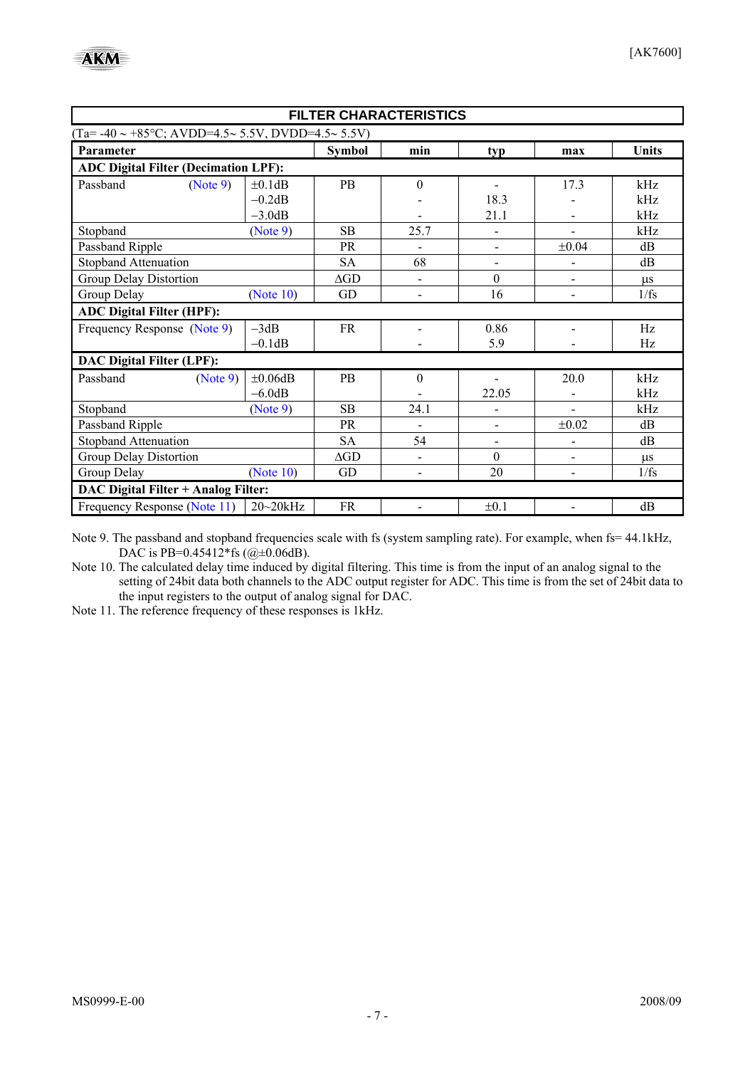## FILTER CHARACTERISTICS

(Ta= -40 ~ +85°C; AVDD=4.5~ 5.5V, DVDD=4.5~ 5.5V)

| Parameter | | Symbol | min | typ | max | Units |
|---|---|---|---|---|---|---|
| **ADC Digital Filter (Decimation LPF):** | | | | | | |
| Passband (Note 9) | ±0.1dB | PB | 0 | - | 17.3 | kHz |
| | −0.2dB | | - | 18.3 | - | kHz |
| | −3.0dB | | - | 21.1 | - | kHz |
| Stopband (Note 9) | | SB | 25.7 | - | - | kHz |
| Passband Ripple | | PR | - | - | ±0.04 | dB |
| Stopband Attenuation | | SA | 68 | - | - | dB |
| Group Delay Distortion | | ΔGD | - | 0 | - | μs |
| Group Delay (Note 10) | | GD | - | 16 | - | 1/fs |
| **ADC Digital Filter (HPF):** | | | | | | |
| Frequency Response (Note 9) | −3dB | FR | - | 0.86 | - | Hz |
| | −0.1dB | | - | 5.9 | - | Hz |
| **DAC Digital Filter (LPF):** | | | | | | |
| Passband (Note 9) | ±0.06dB | PB | 0 | - | 20.0 | kHz |
| | −6.0dB | | - | 22.05 | - | kHz |
| Stopband (Note 9) | | SB | 24.1 | - | - | kHz |
| Passband Ripple | | PR | - | - | ±0.02 | dB |
| Stopband Attenuation | | SA | 54 | - | - | dB |
| Group Delay Distortion | | ΔGD | - | 0 | - | μs |
| Group Delay (Note 10) | | GD | - | 20 | - | 1/fs |
| **DAC Digital Filter + Analog Filter:** | | | | | | |
| Frequency Response (Note 11) | 20~20kHz | FR | - | ±0.1 | - | dB |

Note 9. The passband and stopband frequencies scale with fs (system sampling rate). For example, when fs= 44.1kHz, DAC is PB=0.45412*fs (@±0.06dB).

Note 10. The calculated delay time induced by digital filtering. This time is from the input of an analog signal to the setting of 24bit data both channels to the ADC output register for ADC. This time is from the set of 24bit data to the input registers to the output of analog signal for DAC.

Note 11. The reference frequency of these responses is 1kHz.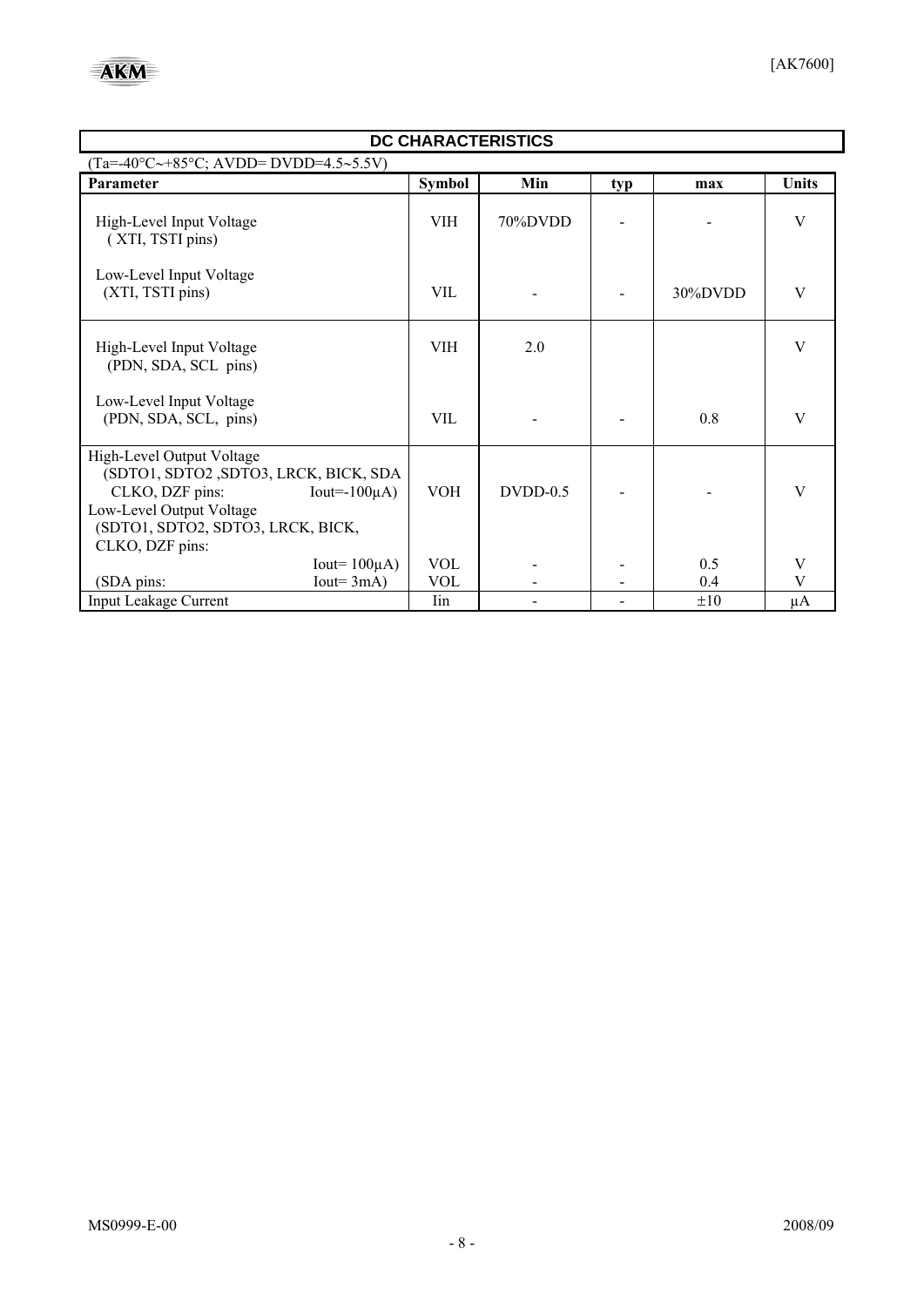## DC CHARACTERISTICS

(Ta=-40°C~+85°C; AVDD= DVDD=4.5~5.5V)

| Parameter | Symbol | Min | typ | max | Units |
|---|---|---|---|---|---|
| High-Level Input Voltage (XTI, TSTI pins) | VIH | 70%DVDD | - | - | V |
| Low-Level Input Voltage (XTI, TSTI pins) | VIL | - | - | 30%DVDD | V |
| High-Level Input Voltage (PDN, SDA, SCL pins) | VIH | 2.0 | | | V |
| Low-Level Input Voltage (PDN, SDA, SCL, pins) | VIL | - | - | 0.8 | V |
| High-Level Output Voltage (SDTO1, SDTO2 ,SDTO3, LRCK, BICK, SDA CLKO, DZF pins: Iout=-100μA) | VOH | DVDD-0.5 | - | - | V |
| Low-Level Output Voltage (SDTO1, SDTO2, SDTO3, LRCK, BICK, CLKO, DZF pins: Iout= 100μA) | VOL | - | - | 0.5 | V |
| (SDA pins: Iout= 3mA) | VOL | - | - | 0.4 | V |
| Input Leakage Current | Iin | - | - | ±10 | μA |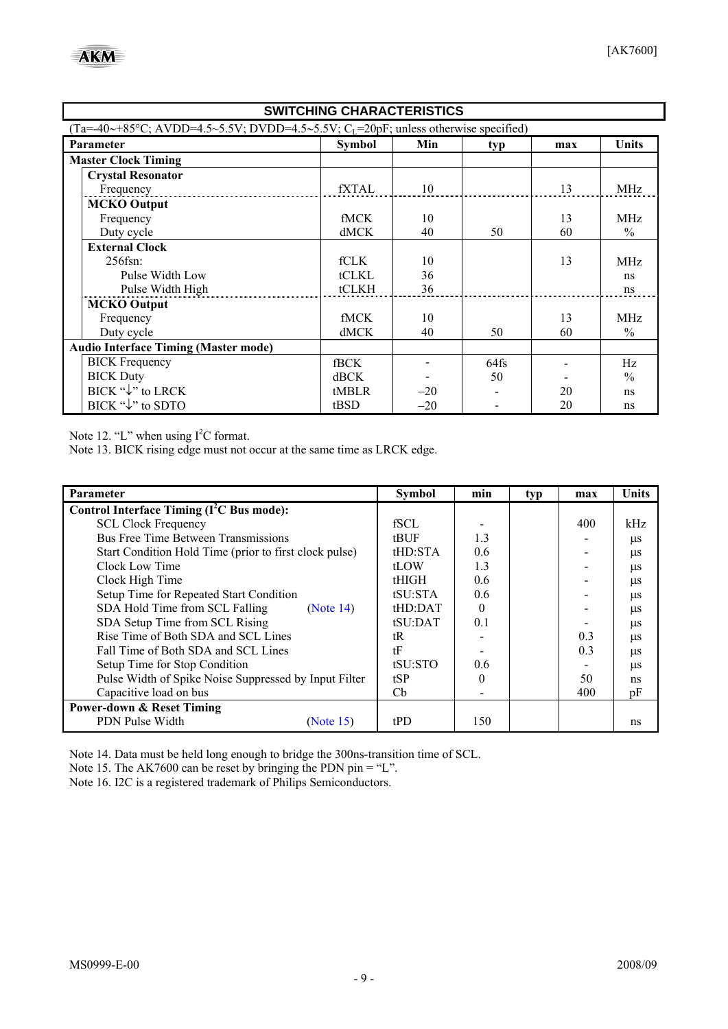## SWITCHING CHARACTERISTICS

(Ta=-40~+85°C; AVDD=4.5~5.5V; DVDD=4.5~5.5V; $C_L$=20pF; unless otherwise specified)

| Parameter | Symbol | Min | typ | max | Units |
|---|---|---|---|---|---|
| **Master Clock Timing** | | | | | |
| **Crystal Resonator** | | | | | |
| Frequency | fXTAL | 10 | | 13 | MHz |
| **MCKO Output** | | | | | |
| Frequency | fMCK | 10 | | 13 | MHz |
| Duty cycle | dMCK | 40 | 50 | 60 | % |
| **External Clock** | | | | | |
| 256fsn: | fCLK | 10 | | 13 | MHz |
| Pulse Width Low | tCLKL | 36 | | | ns |
| Pulse Width High | tCLKH | 36 | | | ns |
| **MCKO Output** | | | | | |
| Frequency | fMCK | 10 | | 13 | MHz |
| Duty cycle | dMCK | 40 | 50 | 60 | % |
| **Audio Interface Timing (Master mode)** | | | | | |
| BICK Frequency | fBCK | - | 64fs | - | Hz |
| BICK Duty | dBCK | - | 50 | - | % |
| BICK "↓" to LRCK | tMBLR | −20 | - | 20 | ns |
| BICK "↓" to SDTO | tBSD | −20 | - | 20 | ns |

Note 12. "L" when using I[2]C format.
Note 13. BICK rising edge must not occur at the same time as LRCK edge.

| Parameter | Symbol | min | typ | max | Units |
|---|---|---|---|---|---|
| **Control Interface Timing (I[2]C Bus mode):** | | | | | |
| SCL Clock Frequency | fSCL | - | | 400 | kHz |
| Bus Free Time Between Transmissions | tBUF | 1.3 | | - | μs |
| Start Condition Hold Time (prior to first clock pulse) | tHD:STA | 0.6 | | - | μs |
| Clock Low Time | tLOW | 1.3 | | - | μs |
| Clock High Time | tHIGH | 0.6 | | - | μs |
| Setup Time for Repeated Start Condition | tSU:STA | 0.6 | | - | μs |
| SDA Hold Time from SCL Falling (Note 14) | tHD:DAT | 0 | | - | μs |
| SDA Setup Time from SCL Rising | tSU:DAT | 0.1 | | - | μs |
| Rise Time of Both SDA and SCL Lines | tR | - | | 0.3 | μs |
| Fall Time of Both SDA and SCL Lines | tF | - | | 0.3 | μs |
| Setup Time for Stop Condition | tSU:STO | 0.6 | | - | μs |
| Pulse Width of Spike Noise Suppressed by Input Filter | tSP | 0 | | 50 | ns |
| Capacitive load on bus | Cb | - | | 400 | pF |
| **Power-down & Reset Timing** | | | | | |
| PDN Pulse Width (Note 15) | tPD | 150 | | | ns |

Note 14. Data must be held long enough to bridge the 300ns-transition time of SCL.
Note 15. The AK7600 can be reset by bringing the PDN pin = "L".
Note 16. I2C is a registered trademark of Philips Semiconductors.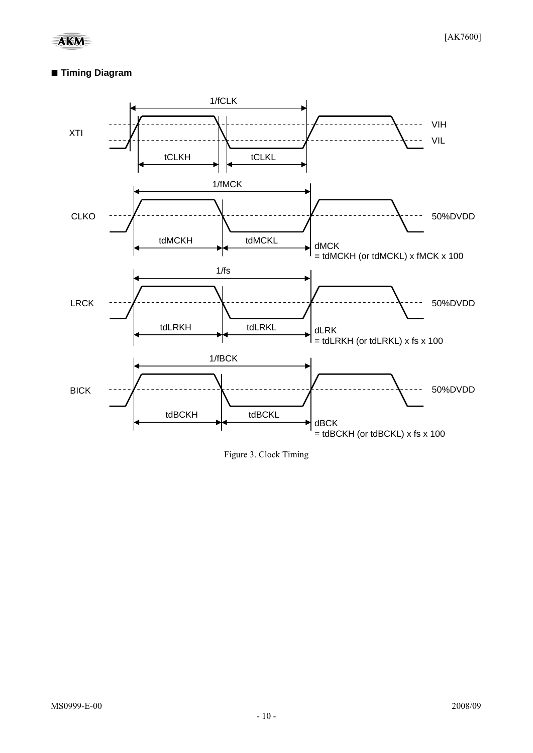## ■ Timing Diagram

XTI: 1/fCLK, tCLKH, tCLKL, VIH, VIL

CLKO: 1/fMCK, tdMCKH, tdMCKL, 50%DVDD
dMCK = tdMCKH (or tdMCKL) x fMCK x 100

LRCK: 1/fs, tdLRKH, tdLRKL, 50%DVDD
dLRK = tdLRKH (or tdLRKL) x fs x 100

BICK: 1/fBCK, tdBCKH, tdBCKL, 50%DVDD
dBCK = tdBCKH (or tdBCKL) x fs x 100

Figure 3. Clock Timing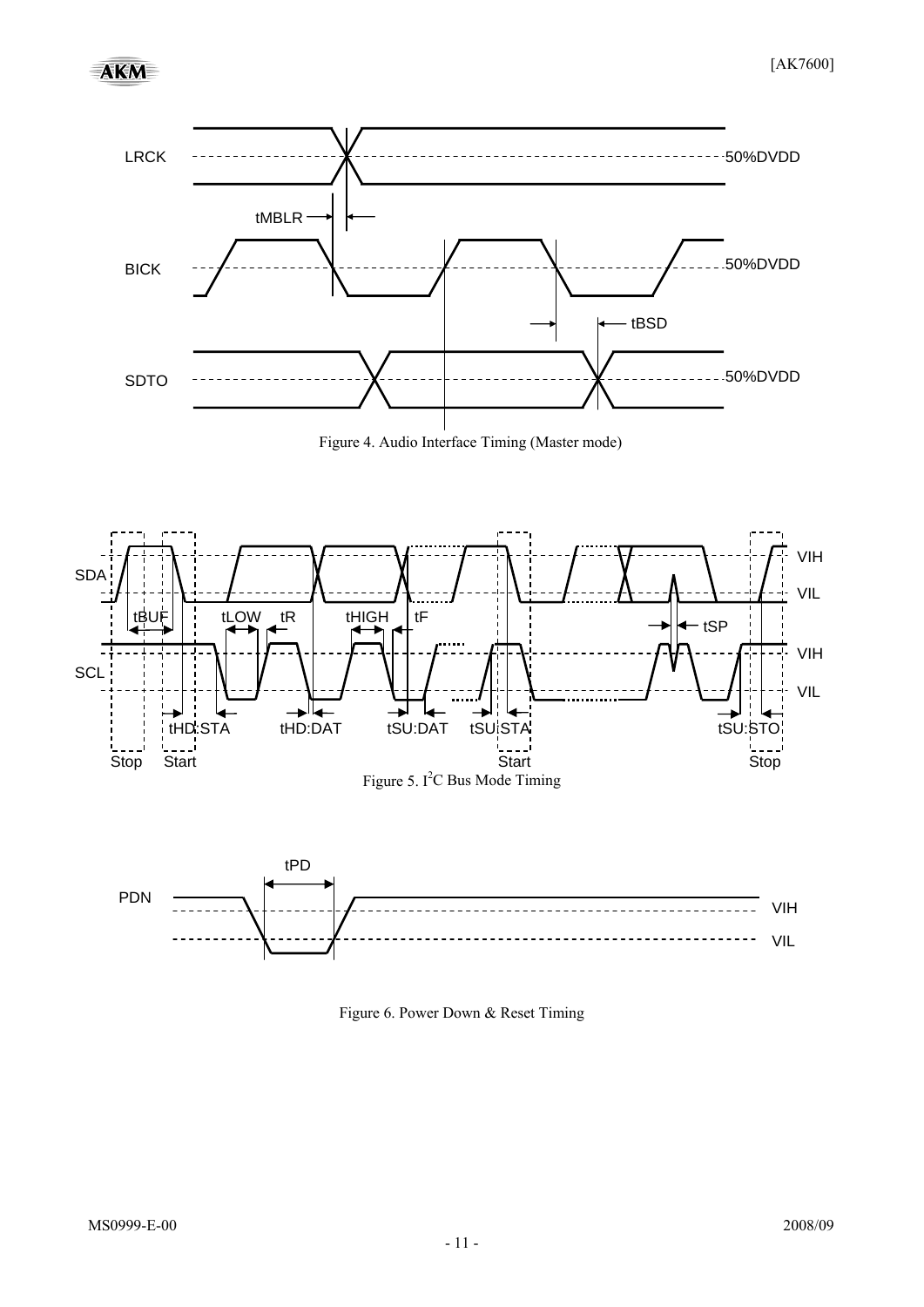Figure 4. Audio Interface Timing (Master mode)

Figure 5. I[2]C Bus Mode Timing

Figure 6. Power Down & Reset Timing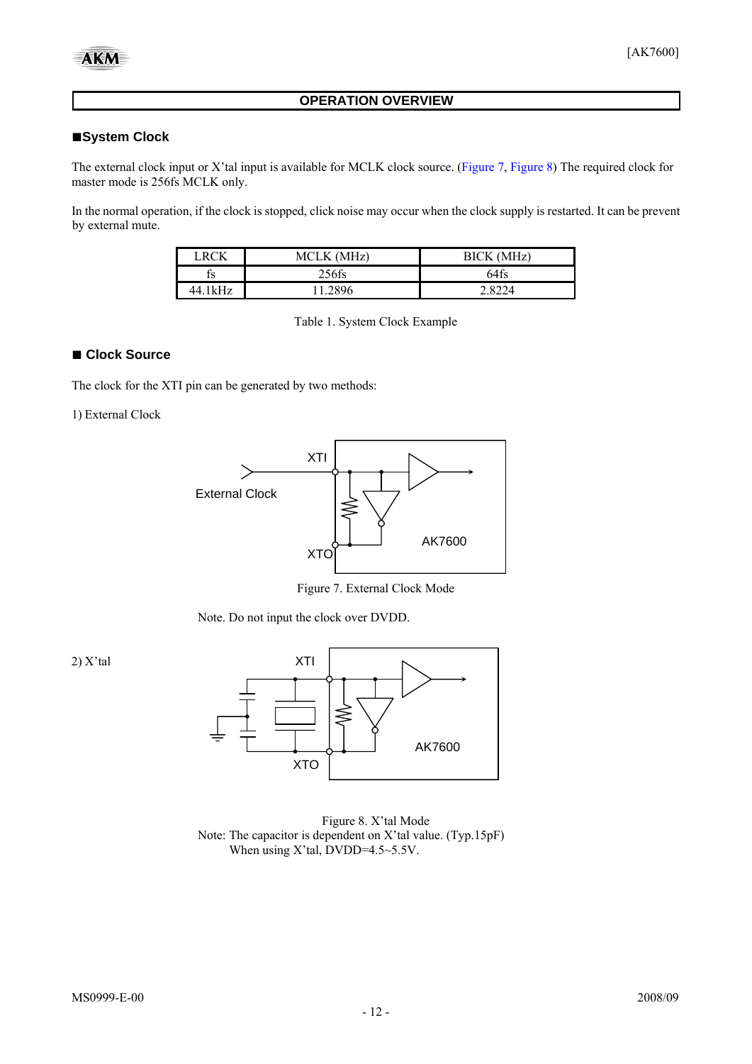## OPERATION OVERVIEW

### ■System Clock

The external clock input or X'tal input is available for MCLK clock source. (Figure 7, Figure 8) The required clock for master mode is 256fs MCLK only.

In the normal operation, if the clock is stopped, click noise may occur when the clock supply is restarted. It can be prevent by external mute.

| LRCK | MCLK (MHz) | BICK (MHz) |
|---|---|---|
| fs | 256fs | 64fs |
| 44.1kHz | 11.2896 | 2.8224 |

Table 1. System Clock Example

### ■ Clock Source

The clock for the XTI pin can be generated by two methods:

1) External Clock

Figure 7. External Clock Mode

Note. Do not input the clock over DVDD.

2) X'tal

Figure 8. X'tal Mode
Note: The capacitor is dependent on X'tal value. (Typ.15pF)
When using X'tal, DVDD=4.5~5.5V.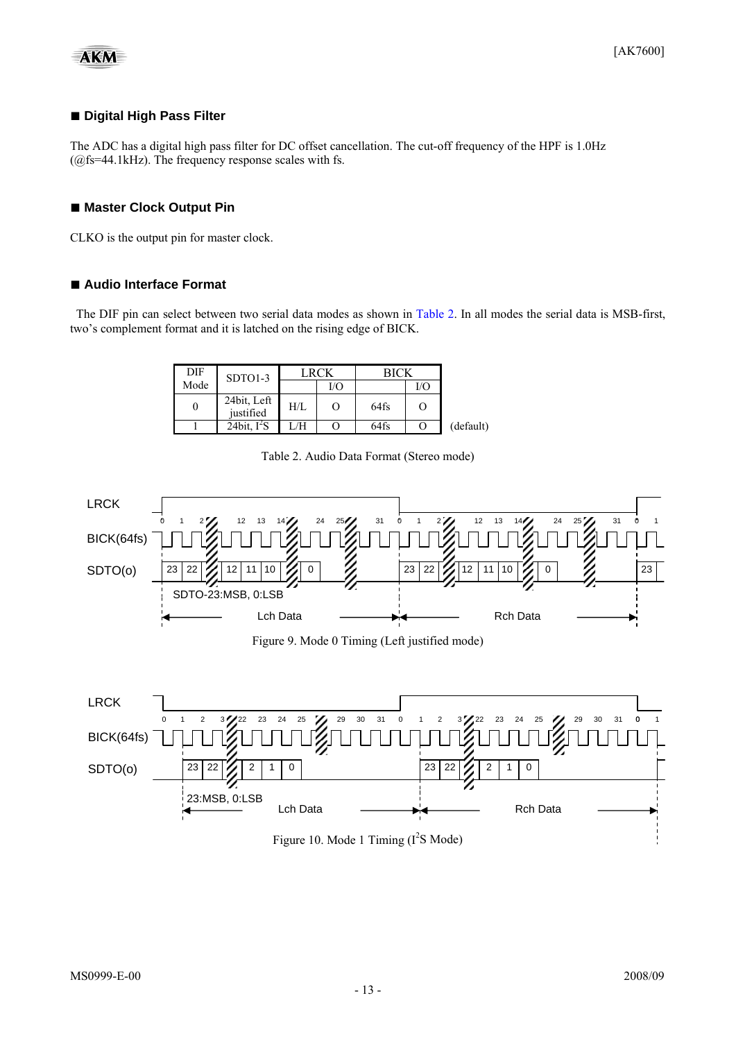## ■ Digital High Pass Filter

The ADC has a digital high pass filter for DC offset cancellation. The cut-off frequency of the HPF is 1.0Hz (@fs=44.1kHz). The frequency response scales with fs.

## ■ Master Clock Output Pin

CLKO is the output pin for master clock.

## ■ Audio Interface Format

The DIF pin can select between two serial data modes as shown in Table 2. In all modes the serial data is MSB-first, two's complement format and it is latched on the rising edge of BICK.

| DIF Mode | SDTO1-3 | LRCK | | BICK | | |
|---|---|---|---|---|---|---|
| | | | I/O | | I/O | |
| 0 | 24bit, Left justified | H/L | O | 64fs | O | |
| 1 | 24bit, $I^2S$ | L/H | O | 64fs | O | (default) |

Table 2. Audio Data Format (Stereo mode)

Figure 9. Mode 0 Timing (Left justified mode)

Figure 10. Mode 1 Timing ($I^2S$ Mode)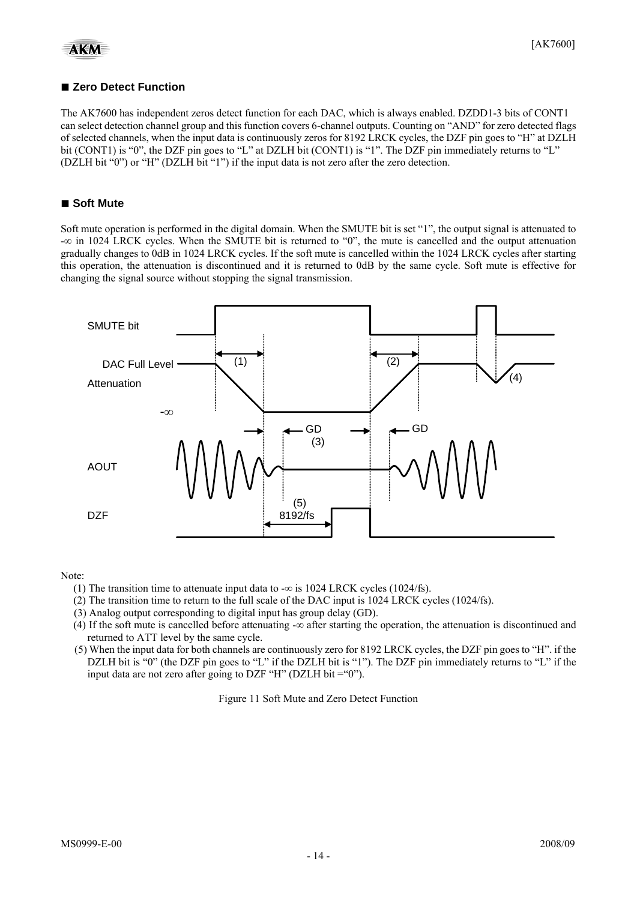## ■ Zero Detect Function

The AK7600 has independent zeros detect function for each DAC, which is always enabled. DZDD1-3 bits of CONT1 can select detection channel group and this function covers 6-channel outputs. Counting on "AND" for zero detected flags of selected channels, when the input data is continuously zeros for 8192 LRCK cycles, the DZF pin goes to "H" at DZLH bit (CONT1) is "0", the DZF pin goes to "L" at DZLH bit (CONT1) is "1". The DZF pin immediately returns to "L" (DZLH bit "0") or "H" (DZLH bit "1") if the input data is not zero after the zero detection.

## ■ Soft Mute

Soft mute operation is performed in the digital domain. When the SMUTE bit is set "1", the output signal is attenuated to -∞ in 1024 LRCK cycles. When the SMUTE bit is returned to "0", the mute is cancelled and the output attenuation gradually changes to 0dB in 1024 LRCK cycles. If the soft mute is cancelled within the 1024 LRCK cycles after starting this operation, the attenuation is discontinued and it is returned to 0dB by the same cycle. Soft mute is effective for changing the signal source without stopping the signal transmission.

Note:

(1) The transition time to attenuate input data to -∞ is 1024 LRCK cycles (1024/fs).

(2) The transition time to return to the full scale of the DAC input is 1024 LRCK cycles (1024/fs).

(3) Analog output corresponding to digital input has group delay (GD).

(4) If the soft mute is cancelled before attenuating -∞ after starting the operation, the attenuation is discontinued and returned to ATT level by the same cycle.

(5) When the input data for both channels are continuously zero for 8192 LRCK cycles, the DZF pin goes to "H". if the DZLH bit is "0" (the DZF pin goes to "L" if the DZLH bit is "1"). The DZF pin immediately returns to "L" if the input data are not zero after going to DZF "H" (DZLH bit ="0").

Figure 11 Soft Mute and Zero Detect Function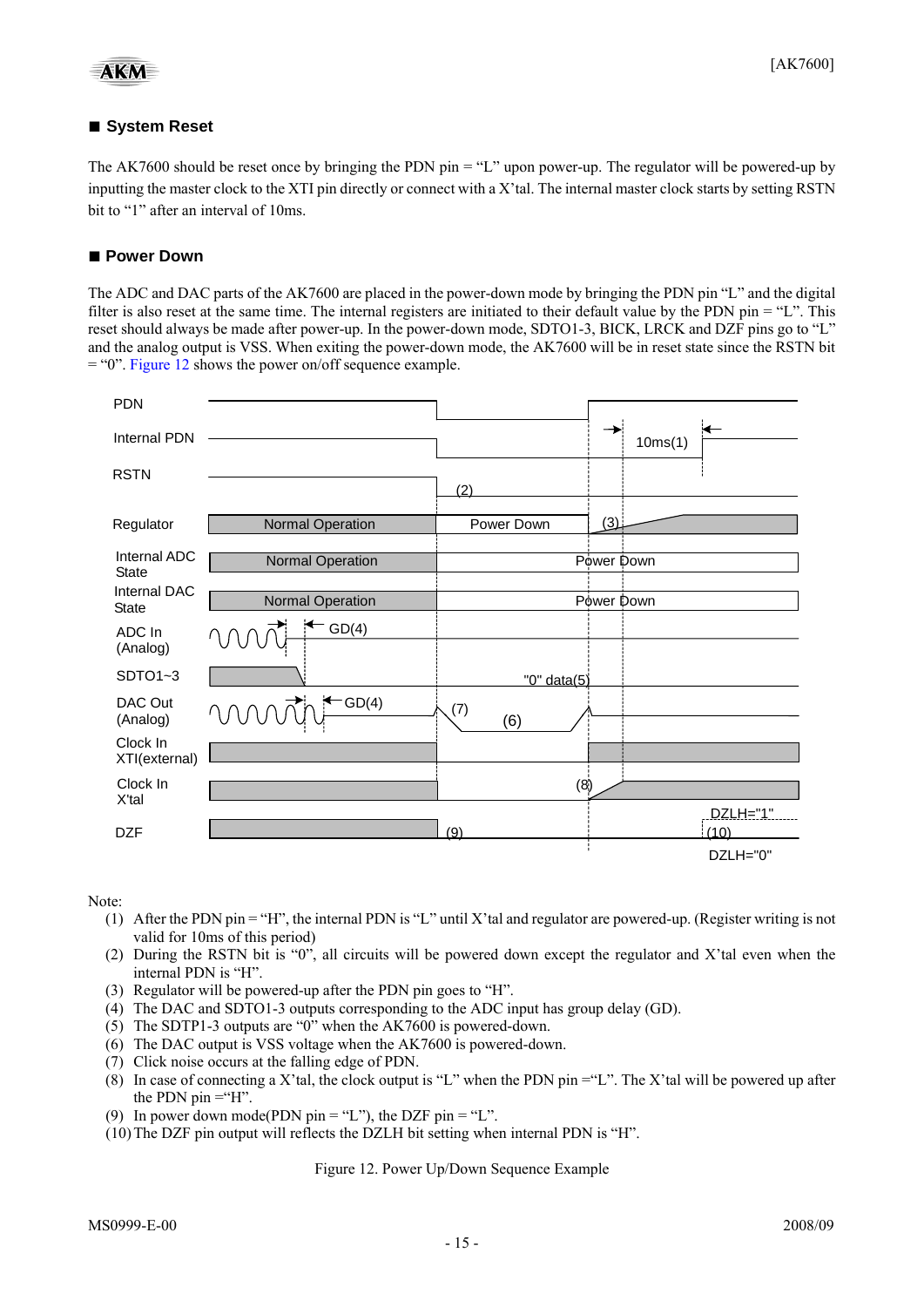## ■ System Reset

The AK7600 should be reset once by bringing the PDN pin = "L" upon power-up. The regulator will be powered-up by inputting the master clock to the XTI pin directly or connect with a X'tal. The internal master clock starts by setting RSTN bit to "1" after an interval of 10ms.

## ■ Power Down

The ADC and DAC parts of the AK7600 are placed in the power-down mode by bringing the PDN pin "L" and the digital filter is also reset at the same time. The internal registers are initiated to their default value by the PDN pin = "L". This reset should always be made after power-up. In the power-down mode, SDTO1-3, BICK, LRCK and DZF pins go to "L" and the analog output is VSS. When exiting the power-down mode, the AK7600 will be in reset state since the RSTN bit = "0". Figure 12 shows the power on/off sequence example.

Note:

(1) After the PDN pin = "H", the internal PDN is "L" until X'tal and regulator are powered-up. (Register writing is not valid for 10ms of this period)
(2) During the RSTN bit is "0", all circuits will be powered down except the regulator and X'tal even when the internal PDN is "H".
(3) Regulator will be powered-up after the PDN pin goes to "H".
(4) The DAC and SDTO1-3 outputs corresponding to the ADC input has group delay (GD).
(5) The SDTP1-3 outputs are "0" when the AK7600 is powered-down.
(6) The DAC output is VSS voltage when the AK7600 is powered-down.
(7) Click noise occurs at the falling edge of PDN.
(8) In case of connecting a X'tal, the clock output is "L" when the PDN pin ="L". The X'tal will be powered up after the PDN pin ="H".
(9) In power down mode(PDN pin = "L"), the DZF pin = "L".
(10) The DZF pin output will reflects the DZLH bit setting when internal PDN is "H".

Figure 12. Power Up/Down Sequence Example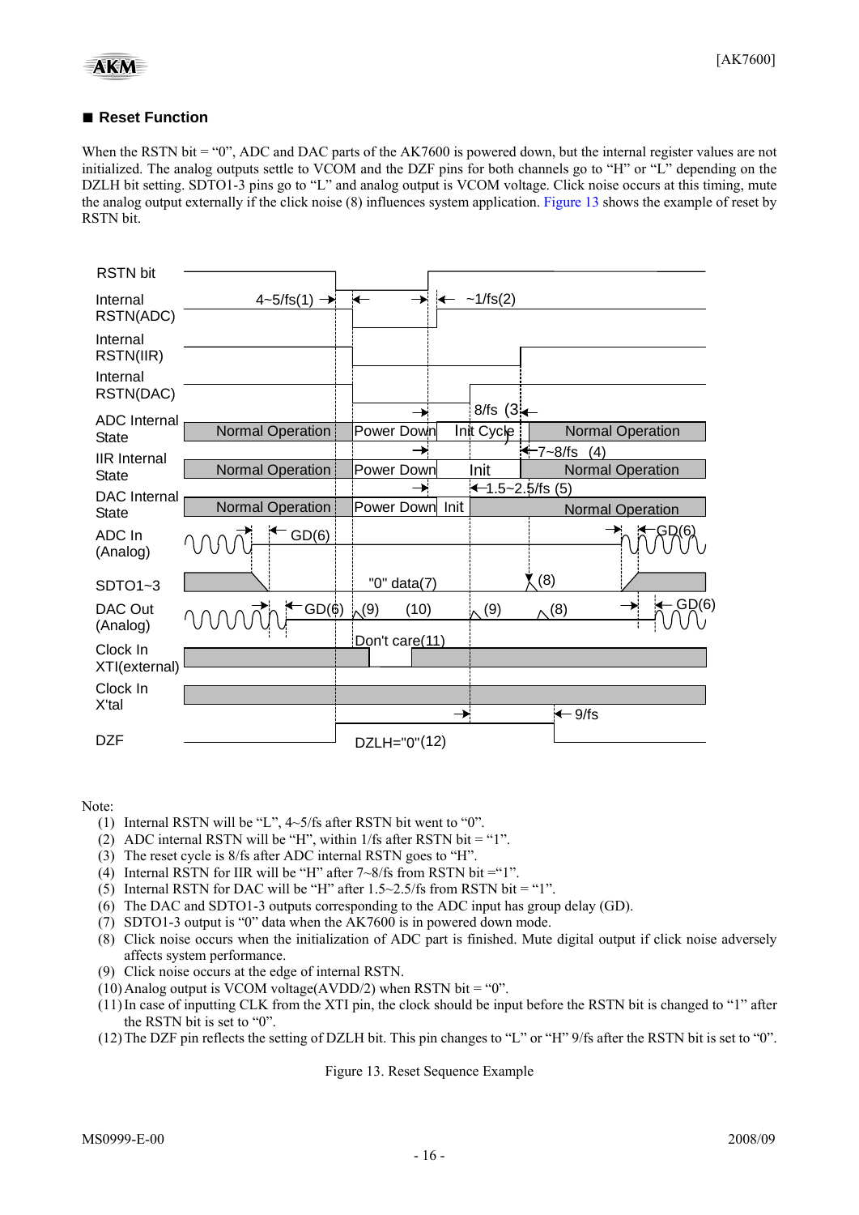## ■ Reset Function

When the RSTN bit = "0", ADC and DAC parts of the AK7600 is powered down, but the internal register values are not initialized. The analog outputs settle to VCOM and the DZF pins for both channels go to "H" or "L" depending on the DZLH bit setting. SDTO1-3 pins go to "L" and analog output is VCOM voltage. Click noise occurs at this timing, mute the analog output externally if the click noise (8) influences system application. Figure 13 shows the example of reset by RSTN bit.

Note:

(1) Internal RSTN will be "L", 4~5/fs after RSTN bit went to "0".
(2) ADC internal RSTN will be "H", within 1/fs after RSTN bit = "1".
(3) The reset cycle is 8/fs after ADC internal RSTN goes to "H".
(4) Internal RSTN for IIR will be "H" after 7~8/fs from RSTN bit ="1".
(5) Internal RSTN for DAC will be "H" after 1.5~2.5/fs from RSTN bit = "1".
(6) The DAC and SDTO1-3 outputs corresponding to the ADC input has group delay (GD).
(7) SDTO1-3 output is "0" data when the AK7600 is in powered down mode.
(8) Click noise occurs when the initialization of ADC part is finished. Mute digital output if click noise adversely affects system performance.
(9) Click noise occurs at the edge of internal RSTN.
(10) Analog output is VCOM voltage(AVDD/2) when RSTN bit = "0".
(11) In case of inputting CLK from the XTI pin, the clock should be input before the RSTN bit is changed to "1" after the RSTN bit is set to "0".
(12) The DZF pin reflects the setting of DZLH bit. This pin changes to "L" or "H" 9/fs after the RSTN bit is set to "0".

Figure 13. Reset Sequence Example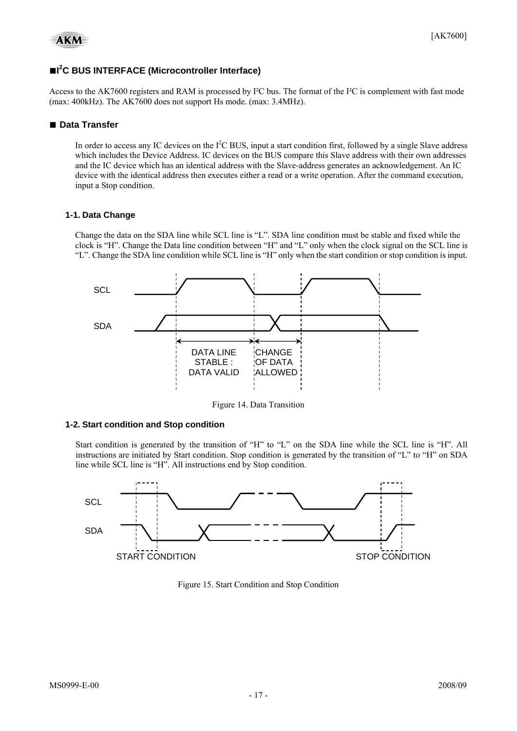## ■I²C BUS INTERFACE (Microcontroller Interface)

Access to the AK7600 registers and RAM is processed by I²C bus. The format of the I²C is complement with fast mode (max: 400kHz). The AK7600 does not support Hs mode. (max: 3.4MHz).

## ■ Data Transfer

In order to access any IC devices on the I²C BUS, input a start condition first, followed by a single Slave address which includes the Device Address. IC devices on the BUS compare this Slave address with their own addresses and the IC device which has an identical address with the Slave-address generates an acknowledgement. An IC device with the identical address then executes either a read or a write operation. After the command execution, input a Stop condition.

### 1-1. Data Change

Change the data on the SDA line while SCL line is "L". SDA line condition must be stable and fixed while the clock is "H". Change the Data line condition between "H" and "L" only when the clock signal on the SCL line is "L". Change the SDA line condition while SCL line is "H" only when the start condition or stop condition is input.

SCL

SDA

DATA LINE STABLE : DATA VALID

CHANGE OF DATA ALLOWED

Figure 14. Data Transition

### 1-2. Start condition and Stop condition

Start condition is generated by the transition of "H" to "L" on the SDA line while the SCL line is "H". All instructions are initiated by Start condition. Stop condition is generated by the transition of "L" to "H" on SDA line while SCL line is "H". All instructions end by Stop condition.

SCL

SDA

START CONDITION

STOP CONDITION

Figure 15. Start Condition and Stop Condition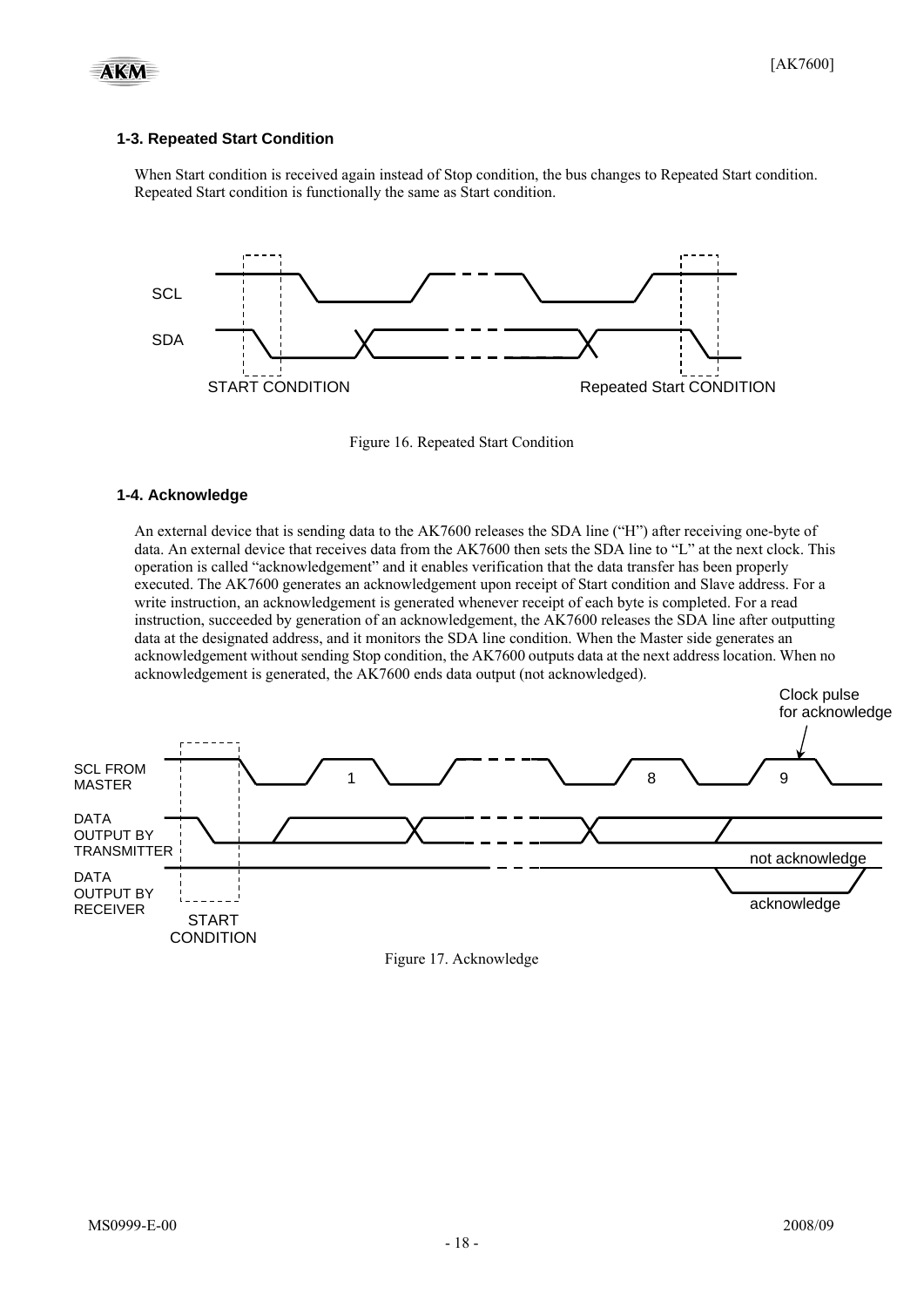### 1-3. Repeated Start Condition

When Start condition is received again instead of Stop condition, the bus changes to Repeated Start condition. Repeated Start condition is functionally the same as Start condition.

SCL

SDA

START CONDITION　　　　Repeated Start CONDITION

Figure 16. Repeated Start Condition

### 1-4. Acknowledge

An external device that is sending data to the AK7600 releases the SDA line ("H") after receiving one-byte of data. An external device that receives data from the AK7600 then sets the SDA line to "L" at the next clock. This operation is called "acknowledgement" and it enables verification that the data transfer has been properly executed. The AK7600 generates an acknowledgement upon receipt of Start condition and Slave address. For a write instruction, an acknowledgement is generated whenever receipt of each byte is completed. For a read instruction, succeeded by generation of an acknowledgement, the AK7600 releases the SDA line after outputting data at the designated address, and it monitors the SDA line condition. When the Master side generates an acknowledgement without sending Stop condition, the AK7600 outputs data at the next address location. When no acknowledgement is generated, the AK7600 ends data output (not acknowledged).

Clock pulse for acknowledge

SCL FROM MASTER　1　8　9

DATA OUTPUT BY TRANSMITTER

not acknowledge

DATA OUTPUT BY RECEIVER

acknowledge

START CONDITION

Figure 17. Acknowledge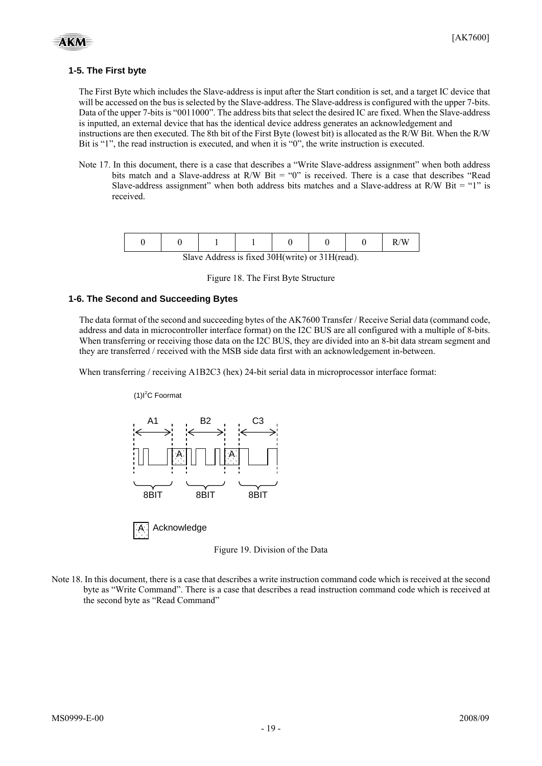### 1-5. The First byte

The First Byte which includes the Slave-address is input after the Start condition is set, and a target IC device that will be accessed on the bus is selected by the Slave-address. The Slave-address is configured with the upper 7-bits. Data of the upper 7-bits is "0011000". The address bits that select the desired IC are fixed. When the Slave-address is inputted, an external device that has the identical device address generates an acknowledgement and instructions are then executed. The 8th bit of the First Byte (lowest bit) is allocated as the R/W Bit. When the R/W Bit is "1", the read instruction is executed, and when it is "0", the write instruction is executed.

Note 17. In this document, there is a case that describes a "Write Slave-address assignment" when both address bits match and a Slave-address at R/W Bit = "0" is received. There is a case that describes "Read Slave-address assignment" when both address bits matches and a Slave-address at R/W Bit = "1" is received.

| 0 | 0 | 1 | 1 | 0 | 0 | 0 | R/W |
|---|---|---|---|---|---|---|---|

Slave Address is fixed 30H(write) or 31H(read).

Figure 18. The First Byte Structure

### 1-6. The Second and Succeeding Bytes

The data format of the second and succeeding bytes of the AK7600 Transfer / Receive Serial data (command code, address and data in microcontroller interface format) on the I2C BUS are all configured with a multiple of 8-bits. When transferring or receiving those data on the I2C BUS, they are divided into an 8-bit data stream segment and they are transferred / received with the MSB side data first with an acknowledgement in-between.

When transferring / receiving A1B2C3 (hex) 24-bit serial data in microprocessor interface format:

(1)I$^2$C Foormat

A1 B2 C3

A A

8BIT 8BIT 8BIT

A Acknowledge

Figure 19. Division of the Data

Note 18. In this document, there is a case that describes a write instruction command code which is received at the second byte as "Write Command". There is a case that describes a read instruction command code which is received at the second byte as "Read Command"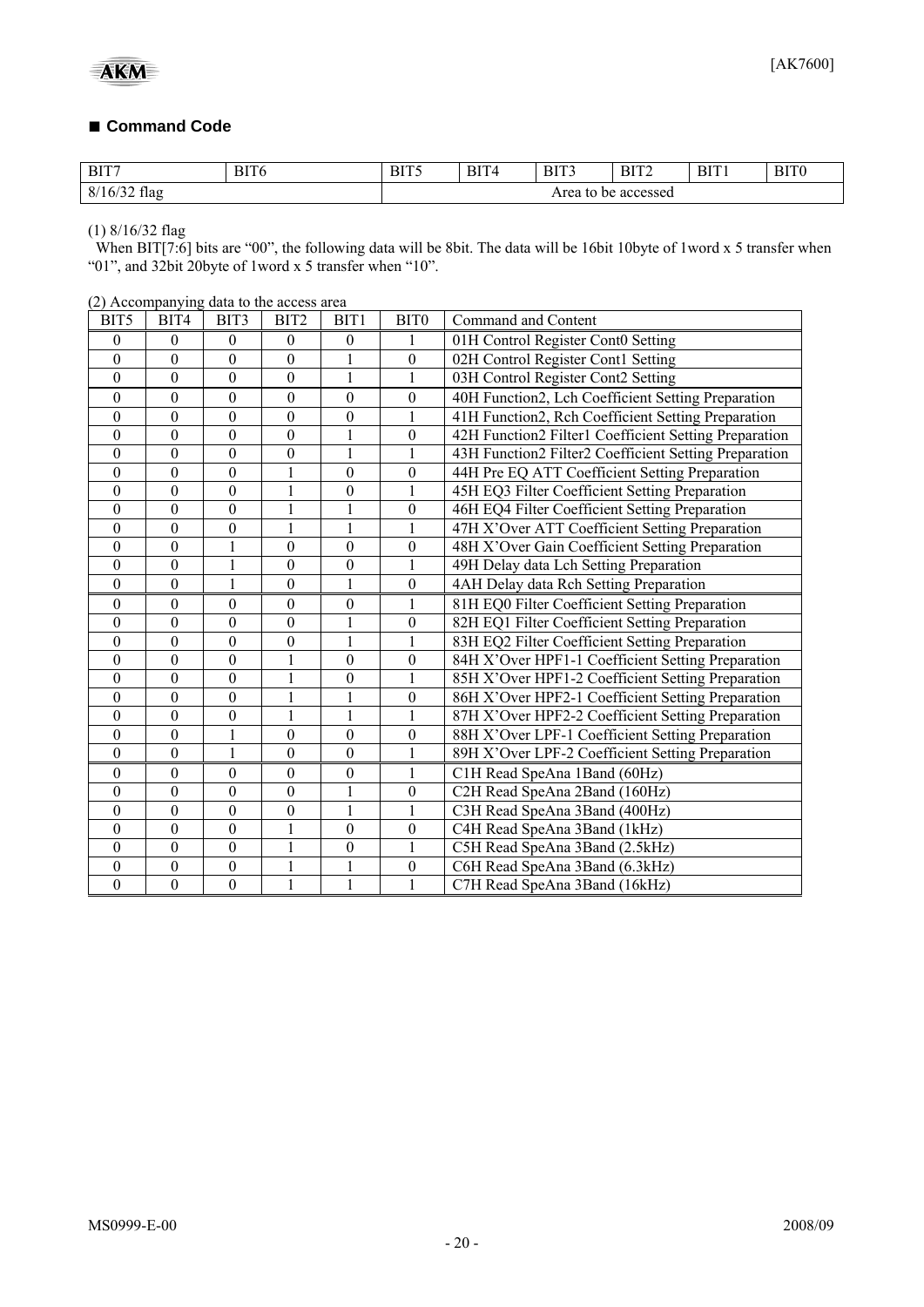## ■ Command Code

| BIT7 | BIT6 | BIT5 | BIT4 | BIT3 | BIT2 | BIT1 | BIT0 |
|---|---|---|---|---|---|---|---|
| 8/16/32 flag | | Area to be accessed | | | | | |

(1) 8/16/32 flag

When BIT[7:6] bits are “00”, the following data will be 8bit. The data will be 16bit 10byte of 1word x 5 transfer when “01”, and 32bit 20byte of 1word x 5 transfer when “10”.

(2) Accompanying data to the access area

| BIT5 | BIT4 | BIT3 | BIT2 | BIT1 | BIT0 | Command and Content |
|---|---|---|---|---|---|---|
| 0 | 0 | 0 | 0 | 0 | 1 | 01H Control Register Cont0 Setting |
| 0 | 0 | 0 | 0 | 1 | 0 | 02H Control Register Cont1 Setting |
| 0 | 0 | 0 | 0 | 1 | 1 | 03H Control Register Cont2 Setting |
| 0 | 0 | 0 | 0 | 0 | 0 | 40H Function2, Lch Coefficient Setting Preparation |
| 0 | 0 | 0 | 0 | 0 | 1 | 41H Function2, Rch Coefficient Setting Preparation |
| 0 | 0 | 0 | 0 | 1 | 0 | 42H Function2 Filter1 Coefficient Setting Preparation |
| 0 | 0 | 0 | 0 | 1 | 1 | 43H Function2 Filter2 Coefficient Setting Preparation |
| 0 | 0 | 0 | 1 | 0 | 0 | 44H Pre EQ ATT Coefficient Setting Preparation |
| 0 | 0 | 0 | 1 | 0 | 1 | 45H EQ3 Filter Coefficient Setting Preparation |
| 0 | 0 | 0 | 1 | 1 | 0 | 46H EQ4 Filter Coefficient Setting Preparation |
| 0 | 0 | 0 | 1 | 1 | 1 | 47H X’Over ATT Coefficient Setting Preparation |
| 0 | 0 | 1 | 0 | 0 | 0 | 48H X’Over Gain Coefficient Setting Preparation |
| 0 | 0 | 1 | 0 | 0 | 1 | 49H Delay data Lch Setting Preparation |
| 0 | 0 | 1 | 0 | 1 | 0 | 4AH Delay data Rch Setting Preparation |
| 0 | 0 | 0 | 0 | 0 | 1 | 81H EQ0 Filter Coefficient Setting Preparation |
| 0 | 0 | 0 | 0 | 1 | 0 | 82H EQ1 Filter Coefficient Setting Preparation |
| 0 | 0 | 0 | 0 | 1 | 1 | 83H EQ2 Filter Coefficient Setting Preparation |
| 0 | 0 | 0 | 1 | 0 | 0 | 84H X’Over HPF1-1 Coefficient Setting Preparation |
| 0 | 0 | 0 | 1 | 0 | 1 | 85H X’Over HPF1-2 Coefficient Setting Preparation |
| 0 | 0 | 0 | 1 | 1 | 0 | 86H X’Over HPF2-1 Coefficient Setting Preparation |
| 0 | 0 | 0 | 1 | 1 | 1 | 87H X’Over HPF2-2 Coefficient Setting Preparation |
| 0 | 0 | 1 | 0 | 0 | 0 | 88H X’Over LPF-1 Coefficient Setting Preparation |
| 0 | 0 | 1 | 0 | 0 | 1 | 89H X’Over LPF-2 Coefficient Setting Preparation |
| 0 | 0 | 0 | 0 | 0 | 1 | C1H Read SpeAna 1Band (60Hz) |
| 0 | 0 | 0 | 0 | 1 | 0 | C2H Read SpeAna 2Band (160Hz) |
| 0 | 0 | 0 | 0 | 1 | 1 | C3H Read SpeAna 3Band (400Hz) |
| 0 | 0 | 0 | 1 | 0 | 0 | C4H Read SpeAna 3Band (1kHz) |
| 0 | 0 | 0 | 1 | 0 | 1 | C5H Read SpeAna 3Band (2.5kHz) |
| 0 | 0 | 0 | 1 | 1 | 0 | C6H Read SpeAna 3Band (6.3kHz) |
| 0 | 0 | 0 | 1 | 1 | 1 | C7H Read SpeAna 3Band (16kHz) |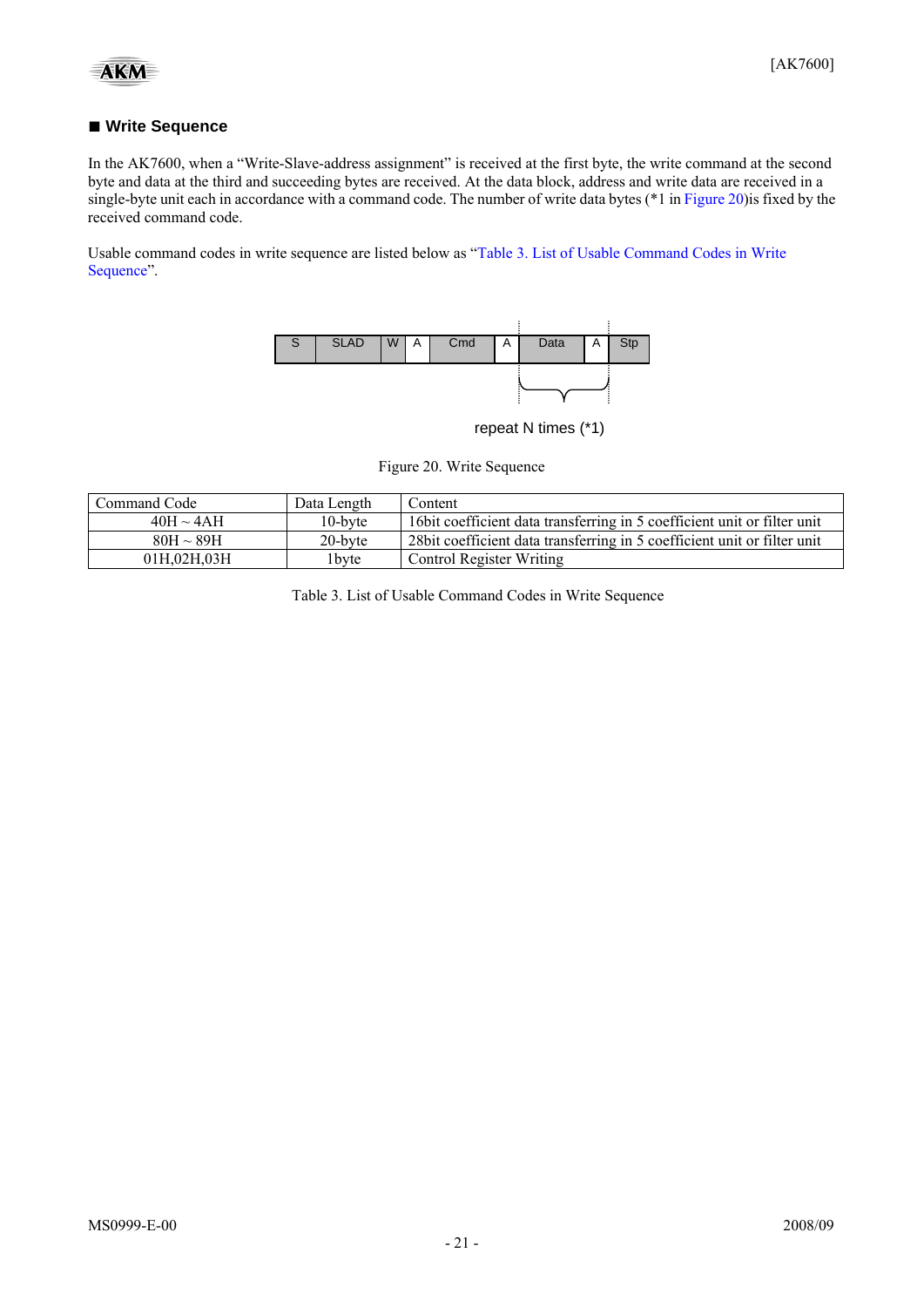## ■ Write Sequence

In the AK7600, when a "Write-Slave-address assignment" is received at the first byte, the write command at the second byte and data at the third and succeeding bytes are received. At the data block, address and write data are received in a single-byte unit each in accordance with a command code. The number of write data bytes (*1 in Figure 20)is fixed by the received command code.

Usable command codes in write sequence are listed below as "Table 3. List of Usable Command Codes in Write Sequence".

| S | SLAD | W | A | Cmd | A | Data | A | Stp |
|---|---|---|---|---|---|---|---|---|

repeat N times (*1)

Figure 20. Write Sequence

| Command Code | Data Length | Content |
|---|---|---|
| 40H ~ 4AH | 10-byte | 16bit coefficient data transferring in 5 coefficient unit or filter unit |
| 80H ~ 89H | 20-byte | 28bit coefficient data transferring in 5 coefficient unit or filter unit |
| 01H,02H,03H | 1byte | Control Register Writing |

Table 3. List of Usable Command Codes in Write Sequence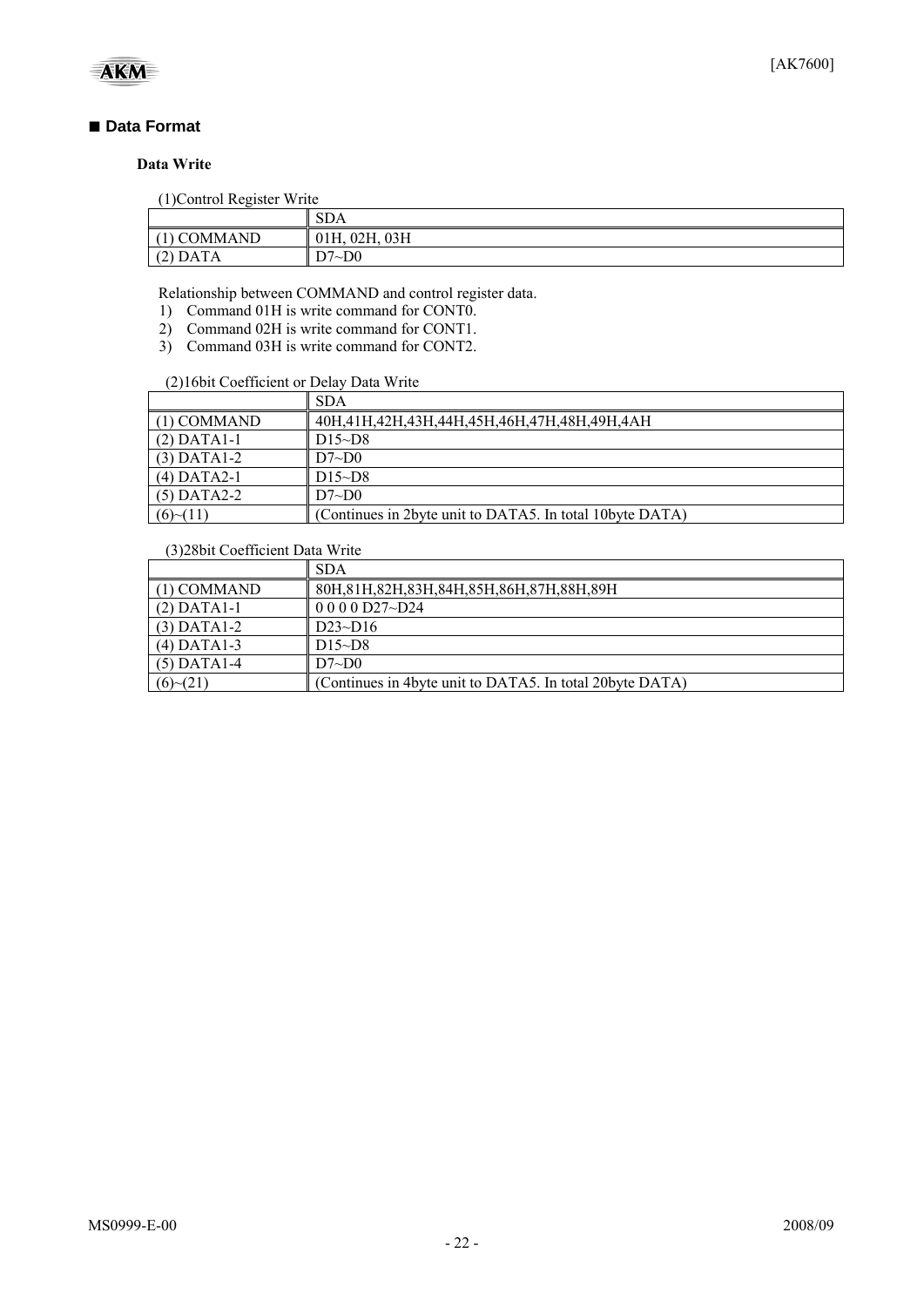## ■ Data Format

### Data Write

(1)Control Register Write

| | SDA |
|---|---|
| (1) COMMAND | 01H, 02H, 03H |
| (2) DATA | D7~D0 |

Relationship between COMMAND and control register data.

1) Command 01H is write command for CONT0.
2) Command 02H is write command for CONT1.
3) Command 03H is write command for CONT2.

(2)16bit Coefficient or Delay Data Write

| | SDA |
|---|---|
| (1) COMMAND | 40H,41H,42H,43H,44H,45H,46H,47H,48H,49H,4AH |
| (2) DATA1-1 | D15~D8 |
| (3) DATA1-2 | D7~D0 |
| (4) DATA2-1 | D15~D8 |
| (5) DATA2-2 | D7~D0 |
| (6)~(11) | (Continues in 2byte unit to DATA5. In total 10byte DATA) |

(3)28bit Coefficient Data Write

| | SDA |
|---|---|
| (1) COMMAND | 80H,81H,82H,83H,84H,85H,86H,87H,88H,89H |
| (2) DATA1-1 | 0 0 0 0 D27~D24 |
| (3) DATA1-2 | D23~D16 |
| (4) DATA1-3 | D15~D8 |
| (5) DATA1-4 | D7~D0 |
| (6)~(21) | (Continues in 4byte unit to DATA5. In total 20byte DATA) |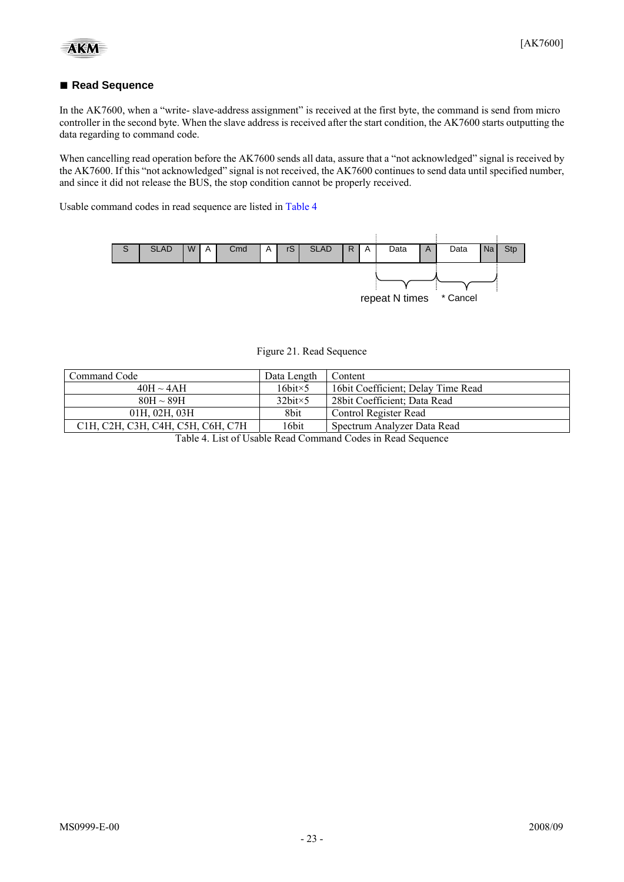## ■ Read Sequence

In the AK7600, when a "write- slave-address assignment" is received at the first byte, the command is send from micro controller in the second byte. When the slave address is received after the start condition, the AK7600 starts outputting the data regarding to command code.

When cancelling read operation before the AK7600 sends all data, assure that a "not acknowledged" signal is received by the AK7600. If this "not acknowledged" signal is not received, the AK7600 continues to send data until specified number, and since it did not release the BUS, the stop condition cannot be properly received.

Usable command codes in read sequence are listed in Table 4

| S | SLAD | W | A | Cmd | A | rS | SLAD | R | A | Data | A | Data | Na | Stp |
|---|---|---|---|---|---|---|---|---|---|---|---|---|---|---|

repeat N times  * Cancel

Figure 21. Read Sequence

| Command Code | Data Length | Content |
|---|---|---|
| 40H ~ 4AH | 16bit×5 | 16bit Coefficient; Delay Time Read |
| 80H ~ 89H | 32bit×5 | 28bit Coefficient; Data Read |
| 01H, 02H, 03H | 8bit | Control Register Read |
| C1H, C2H, C3H, C4H, C5H, C6H, C7H | 16bit | Spectrum Analyzer Data Read |

Table 4. List of Usable Read Command Codes in Read Sequence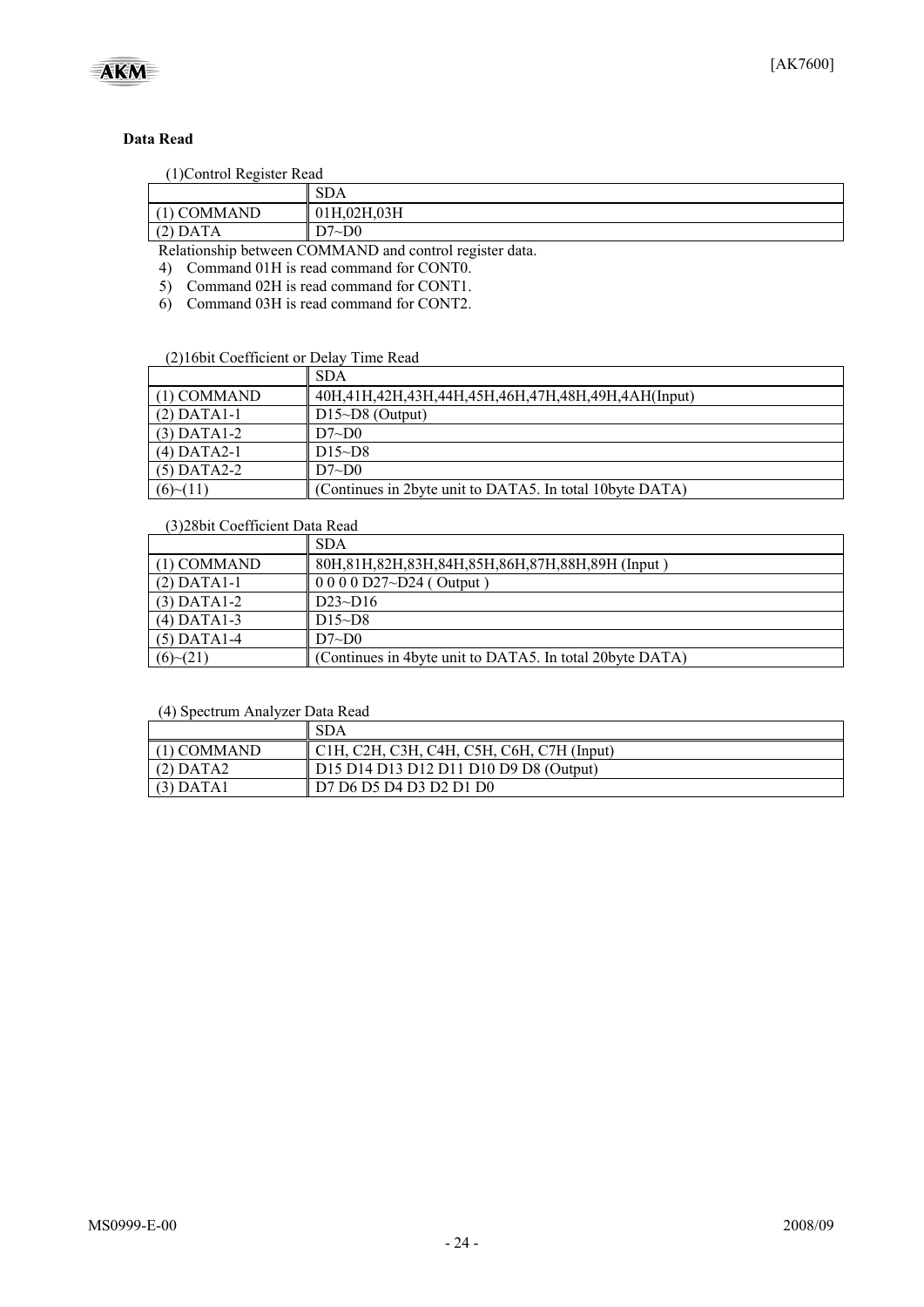### Data Read

(1)Control Register Read

| | SDA |
|---|---|
| (1) COMMAND | 01H,02H,03H |
| (2) DATA | D7~D0 |

Relationship between COMMAND and control register data.

4) Command 01H is read command for CONT0.
5) Command 02H is read command for CONT1.
6) Command 03H is read command for CONT2.

(2)16bit Coefficient or Delay Time Read

| | SDA |
|---|---|
| (1) COMMAND | 40H,41H,42H,43H,44H,45H,46H,47H,48H,49H,4AH(Input) |
| (2) DATA1-1 | D15~D8 (Output) |
| (3) DATA1-2 | D7~D0 |
| (4) DATA2-1 | D15~D8 |
| (5) DATA2-2 | D7~D0 |
| (6)~(11) | (Continues in 2byte unit to DATA5. In total 10byte DATA) |

(3)28bit Coefficient Data Read

| | SDA |
|---|---|
| (1) COMMAND | 80H,81H,82H,83H,84H,85H,86H,87H,88H,89H (Input ) |
| (2) DATA1-1 | 0 0 0 0 D27~D24 ( Output ) |
| (3) DATA1-2 | D23~D16 |
| (4) DATA1-3 | D15~D8 |
| (5) DATA1-4 | D7~D0 |
| (6)~(21) | (Continues in 4byte unit to DATA5. In total 20byte DATA) |

(4) Spectrum Analyzer Data Read

| | SDA |
|---|---|
| (1) COMMAND | C1H, C2H, C3H, C4H, C5H, C6H, C7H (Input) |
| (2) DATA2 | D15 D14 D13 D12 D11 D10 D9 D8 (Output) |
| (3) DATA1 | D7 D6 D5 D4 D3 D2 D1 D0 |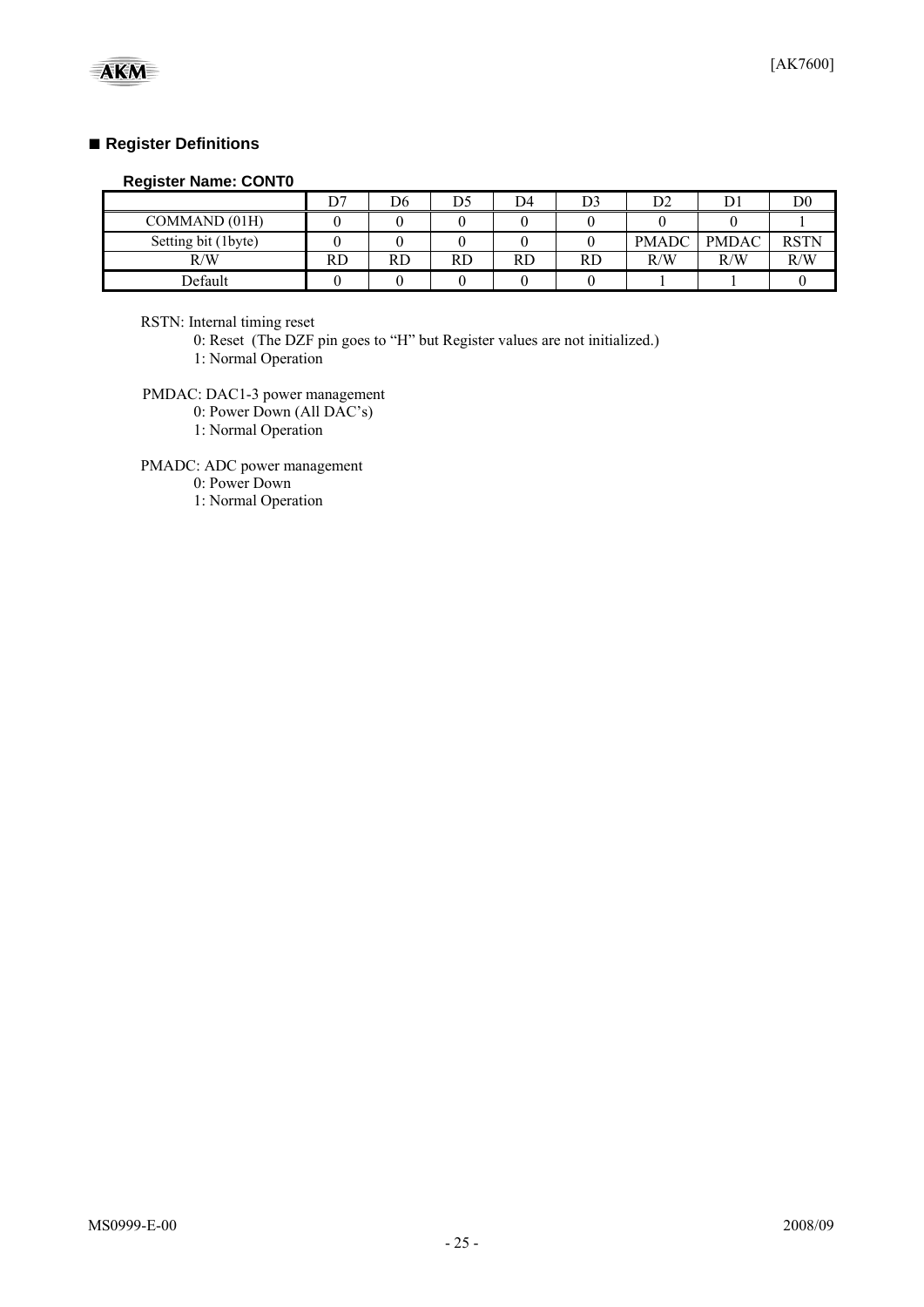## ■ Register Definitions

**Register Name: CONT0**

| | D7 | D6 | D5 | D4 | D3 | D2 | D1 | D0 |
|---|---|---|---|---|---|---|---|---|
| COMMAND (01H) | 0 | 0 | 0 | 0 | 0 | 0 | 0 | 1 |
| Setting bit (1byte) | 0 | 0 | 0 | 0 | 0 | PMADC | PMDAC | RSTN |
| R/W | RD | RD | RD | RD | RD | R/W | R/W | R/W |
| Default | 0 | 0 | 0 | 0 | 0 | 1 | 1 | 0 |

RSTN: Internal timing reset
- 0: Reset (The DZF pin goes to "H" but Register values are not initialized.)
- 1: Normal Operation

PMDAC: DAC1-3 power management
- 0: Power Down (All DAC's)
- 1: Normal Operation

PMADC: ADC power management
- 0: Power Down
- 1: Normal Operation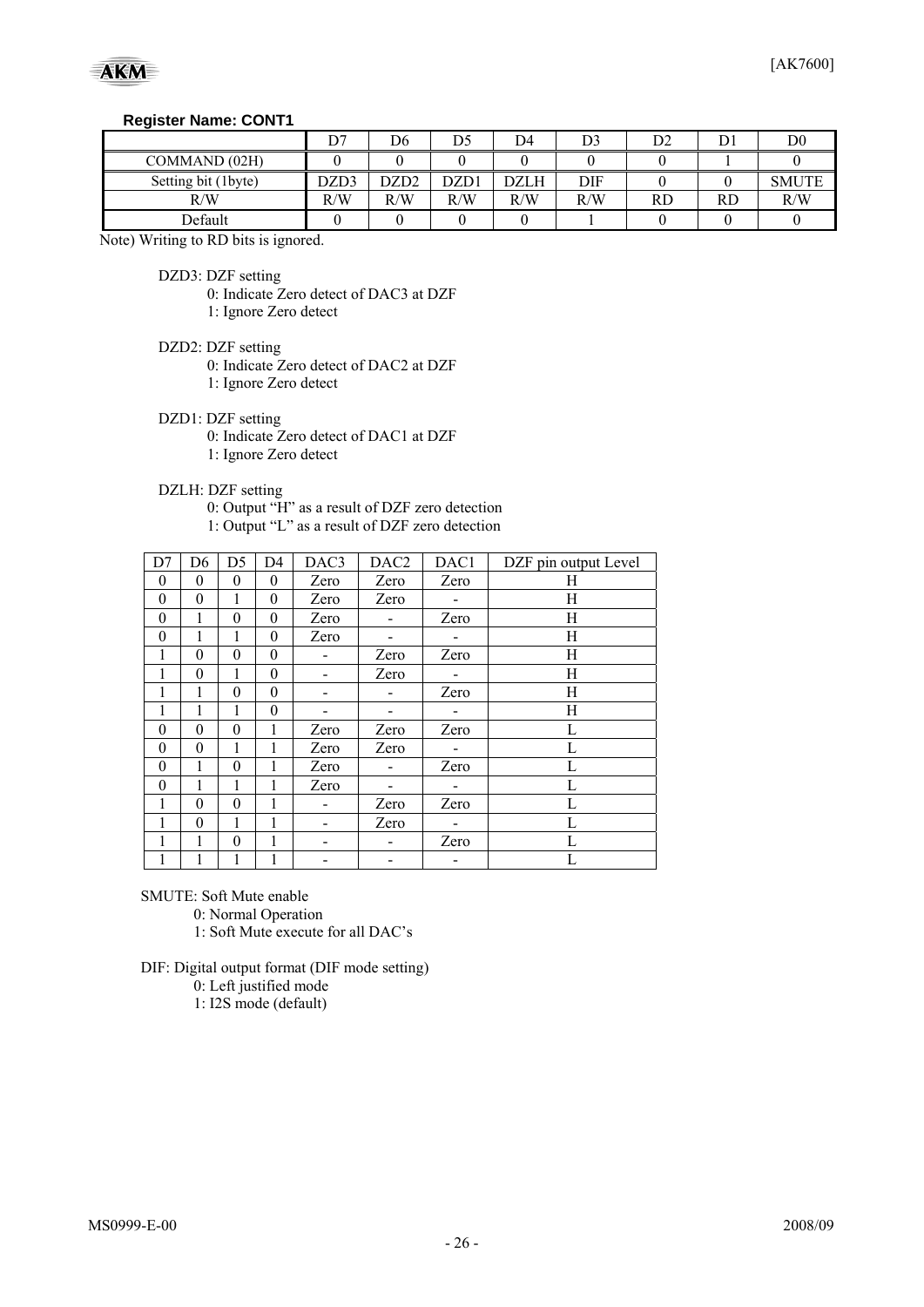**Register Name: CONT1**

| | D7 | D6 | D5 | D4 | D3 | D2 | D1 | D0 |
|---|---|---|---|---|---|---|---|---|
| COMMAND (02H) | 0 | 0 | 0 | 0 | 0 | 0 | 1 | 0 |
| Setting bit (1byte) | DZD3 | DZD2 | DZD1 | DZLH | DIF | 0 | 0 | SMUTE |
| R/W | R/W | R/W | R/W | R/W | R/W | RD | RD | R/W |
| Default | 0 | 0 | 0 | 0 | 1 | 0 | 0 | 0 |

Note) Writing to RD bits is ignored.

DZD3: DZF setting
- 0: Indicate Zero detect of DAC3 at DZF
- 1: Ignore Zero detect

DZD2: DZF setting
- 0: Indicate Zero detect of DAC2 at DZF
- 1: Ignore Zero detect

DZD1: DZF setting
- 0: Indicate Zero detect of DAC1 at DZF
- 1: Ignore Zero detect

DZLH: DZF setting
- 0: Output "H" as a result of DZF zero detection
- 1: Output "L" as a result of DZF zero detection

| D7 | D6 | D5 | D4 | DAC3 | DAC2 | DAC1 | DZF pin output Level |
|---|---|---|---|---|---|---|---|
| 0 | 0 | 0 | 0 | Zero | Zero | Zero | H |
| 0 | 0 | 1 | 0 | Zero | Zero | - | H |
| 0 | 1 | 0 | 0 | Zero | - | Zero | H |
| 0 | 1 | 1 | 0 | Zero | - | - | H |
| 1 | 0 | 0 | 0 | - | Zero | Zero | H |
| 1 | 0 | 1 | 0 | - | Zero | - | H |
| 1 | 1 | 0 | 0 | - | - | Zero | H |
| 1 | 1 | 1 | 0 | - | - | - | H |
| 0 | 0 | 0 | 1 | Zero | Zero | Zero | L |
| 0 | 0 | 1 | 1 | Zero | Zero | - | L |
| 0 | 1 | 0 | 1 | Zero | - | Zero | L |
| 0 | 1 | 1 | 1 | Zero | - | - | L |
| 1 | 0 | 0 | 1 | - | Zero | Zero | L |
| 1 | 0 | 1 | 1 | - | Zero | - | L |
| 1 | 1 | 0 | 1 | - | - | Zero | L |
| 1 | 1 | 1 | 1 | - | - | - | L |

SMUTE: Soft Mute enable
- 0: Normal Operation
- 1: Soft Mute execute for all DAC's

DIF: Digital output format (DIF mode setting)
- 0: Left justified mode
- 1: I2S mode (default)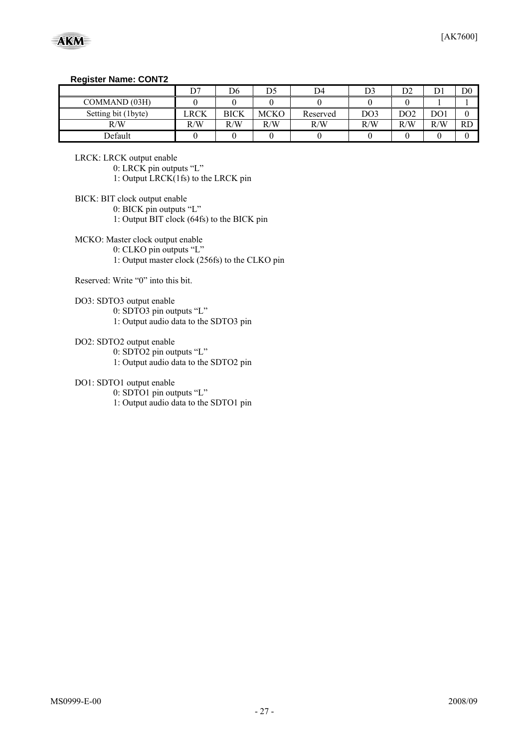**Register Name: CONT2**

| | D7 | D6 | D5 | D4 | D3 | D2 | D1 | D0 |
|---|---|---|---|---|---|---|---|---|
| COMMAND (03H) | 0 | 0 | 0 | 0 | 0 | 0 | 1 | 1 |
| Setting bit (1byte) | LRCK | BICK | MCKO | Reserved | DO3 | DO2 | DO1 | 0 |
| R/W | R/W | R/W | R/W | R/W | R/W | R/W | R/W | RD |
| Default | 0 | 0 | 0 | 0 | 0 | 0 | 0 | 0 |

LRCK: LRCK output enable
- 0: LRCK pin outputs "L"
- 1: Output LRCK(1fs) to the LRCK pin

BICK: BIT clock output enable
- 0: BICK pin outputs "L"
- 1: Output BIT clock (64fs) to the BICK pin

MCKO: Master clock output enable
- 0: CLKO pin outputs "L"
- 1: Output master clock (256fs) to the CLKO pin

Reserved: Write "0" into this bit.

DO3: SDTO3 output enable
- 0: SDTO3 pin outputs "L"
- 1: Output audio data to the SDTO3 pin

DO2: SDTO2 output enable
- 0: SDTO2 pin outputs "L"
- 1: Output audio data to the SDTO2 pin

DO1: SDTO1 output enable
- 0: SDTO1 pin outputs "L"
- 1: Output audio data to the SDTO1 pin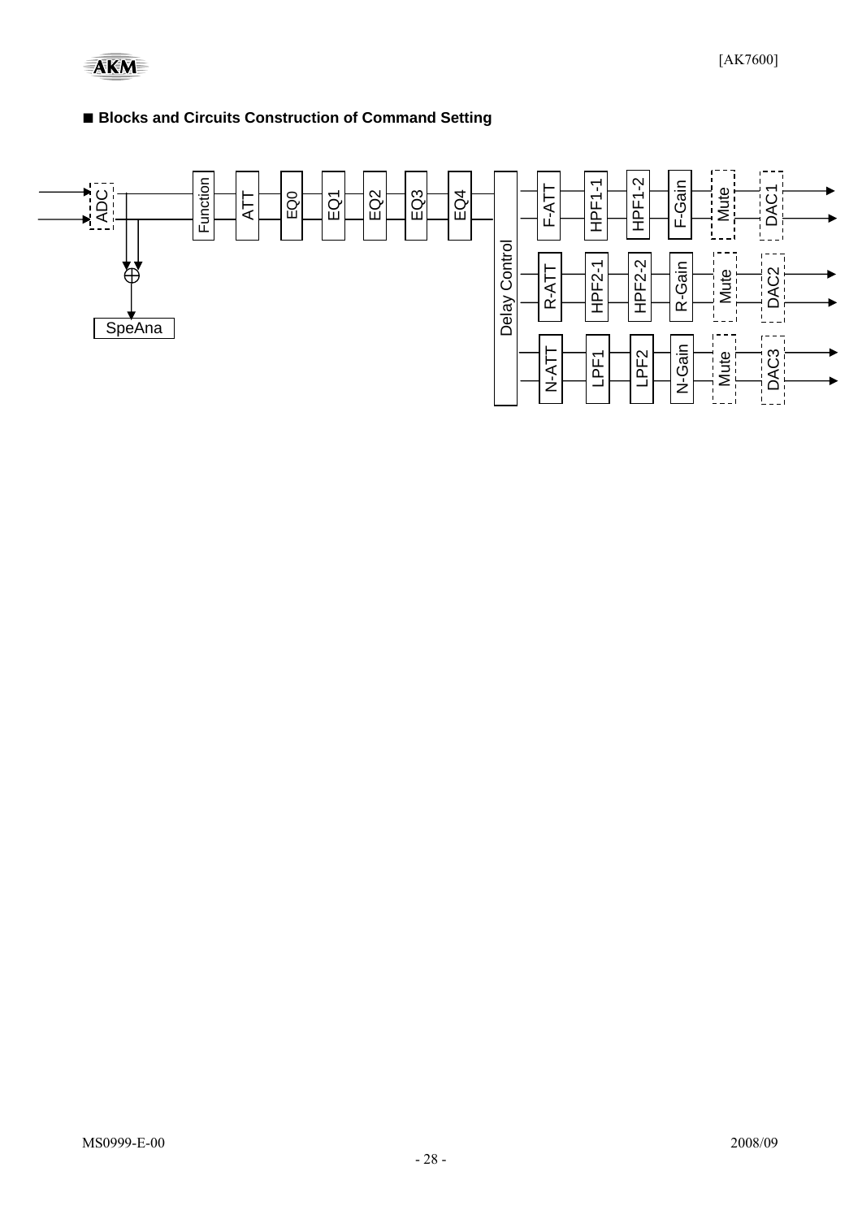■ **Blocks and Circuits Construction of Command Setting**

ADC  Function  ATT  EQ0  EQ1  EQ2  EQ3  EQ4  Delay Control  F-ATT  HPF1-1  HPF1-2  F-Gain  Mute  DAC1

R-ATT  HPF2-1  HPF2-2  R-Gain  Mute  DAC2

N-ATT  LPF1  LPF2  N-Gain  Mute  DAC3

SpeAna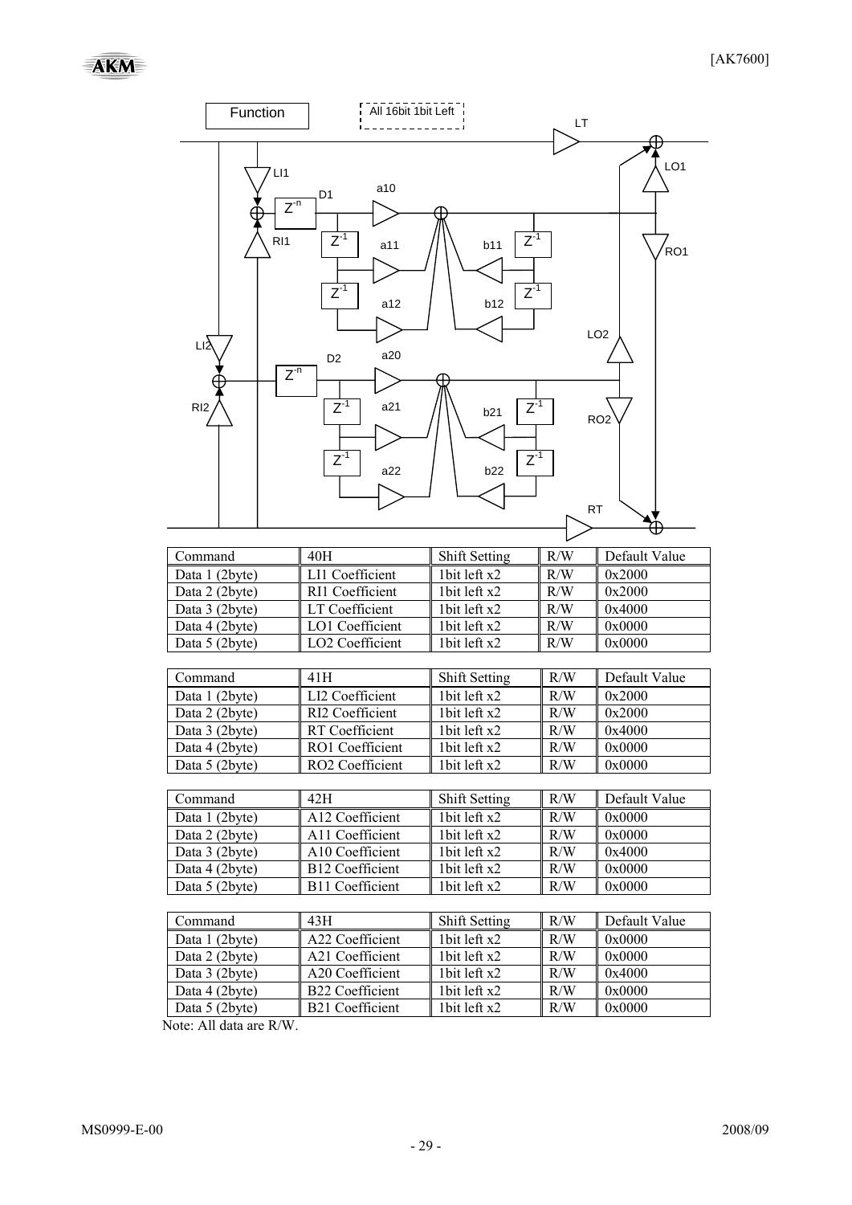Function

All 16bit 1bit Left

LT, LI1, LO1, D1, a10, RI1, a11, b11, RO1, a12, b12, LO2, LI2, D2, a20, RI2, a21, b21, RO2, a22, b22, RT

| Command | 40H | Shift Setting | R/W | Default Value |
|---|---|---|---|---|
| Data 1 (2byte) | LI1 Coefficient | 1bit left x2 | R/W | 0x2000 |
| Data 2 (2byte) | RI1 Coefficient | 1bit left x2 | R/W | 0x2000 |
| Data 3 (2byte) | LT Coefficient | 1bit left x2 | R/W | 0x4000 |
| Data 4 (2byte) | LO1 Coefficient | 1bit left x2 | R/W | 0x0000 |
| Data 5 (2byte) | LO2 Coefficient | 1bit left x2 | R/W | 0x0000 |

| Command | 41H | Shift Setting | R/W | Default Value |
|---|---|---|---|---|
| Data 1 (2byte) | LI2 Coefficient | 1bit left x2 | R/W | 0x2000 |
| Data 2 (2byte) | RI2 Coefficient | 1bit left x2 | R/W | 0x2000 |
| Data 3 (2byte) | RT Coefficient | 1bit left x2 | R/W | 0x4000 |
| Data 4 (2byte) | RO1 Coefficient | 1bit left x2 | R/W | 0x0000 |
| Data 5 (2byte) | RO2 Coefficient | 1bit left x2 | R/W | 0x0000 |

| Command | 42H | Shift Setting | R/W | Default Value |
|---|---|---|---|---|
| Data 1 (2byte) | A12 Coefficient | 1bit left x2 | R/W | 0x0000 |
| Data 2 (2byte) | A11 Coefficient | 1bit left x2 | R/W | 0x0000 |
| Data 3 (2byte) | A10 Coefficient | 1bit left x2 | R/W | 0x4000 |
| Data 4 (2byte) | B12 Coefficient | 1bit left x2 | R/W | 0x0000 |
| Data 5 (2byte) | B11 Coefficient | 1bit left x2 | R/W | 0x0000 |

| Command | 43H | Shift Setting | R/W | Default Value |
|---|---|---|---|---|
| Data 1 (2byte) | A22 Coefficient | 1bit left x2 | R/W | 0x0000 |
| Data 2 (2byte) | A21 Coefficient | 1bit left x2 | R/W | 0x0000 |
| Data 3 (2byte) | A20 Coefficient | 1bit left x2 | R/W | 0x4000 |
| Data 4 (2byte) | B22 Coefficient | 1bit left x2 | R/W | 0x0000 |
| Data 5 (2byte) | B21 Coefficient | 1bit left x2 | R/W | 0x0000 |

Note: All data are R/W.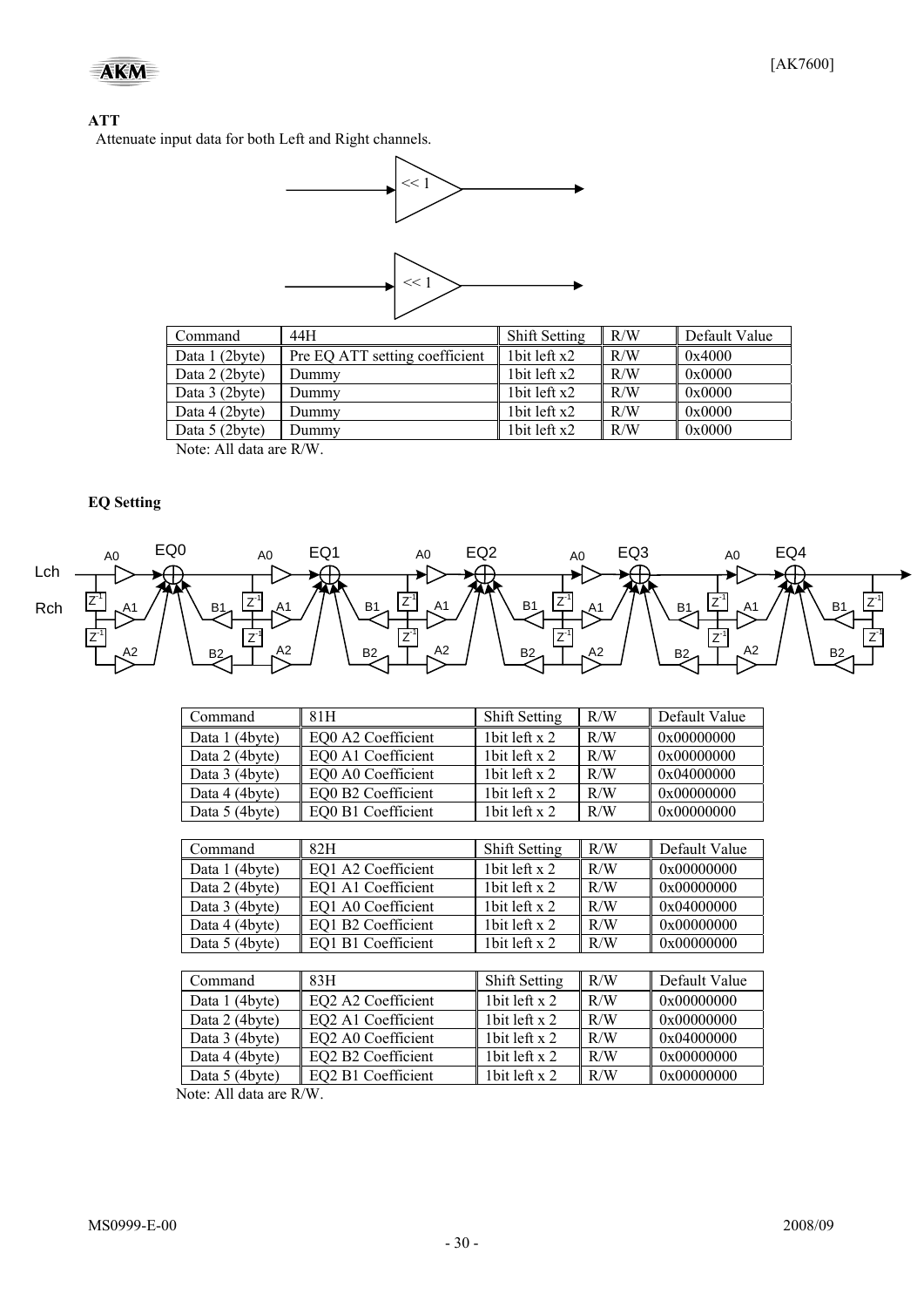**ATT**

Attenuate input data for both Left and Right channels.

| Command | 44H | Shift Setting | R/W | Default Value |
|---|---|---|---|---|
| Data 1 (2byte) | Pre EQ ATT setting coefficient | 1bit left x2 | R/W | 0x4000 |
| Data 2 (2byte) | Dummy | 1bit left x2 | R/W | 0x0000 |
| Data 3 (2byte) | Dummy | 1bit left x2 | R/W | 0x0000 |
| Data 4 (2byte) | Dummy | 1bit left x2 | R/W | 0x0000 |
| Data 5 (2byte) | Dummy | 1bit left x2 | R/W | 0x0000 |

Note: All data are R/W.

**EQ Setting**

| Command | 81H | Shift Setting | R/W | Default Value |
|---|---|---|---|---|
| Data 1 (4byte) | EQ0 A2 Coefficient | 1bit left x 2 | R/W | 0x00000000 |
| Data 2 (4byte) | EQ0 A1 Coefficient | 1bit left x 2 | R/W | 0x00000000 |
| Data 3 (4byte) | EQ0 A0 Coefficient | 1bit left x 2 | R/W | 0x04000000 |
| Data 4 (4byte) | EQ0 B2 Coefficient | 1bit left x 2 | R/W | 0x00000000 |
| Data 5 (4byte) | EQ0 B1 Coefficient | 1bit left x 2 | R/W | 0x00000000 |

| Command | 82H | Shift Setting | R/W | Default Value |
|---|---|---|---|---|
| Data 1 (4byte) | EQ1 A2 Coefficient | 1bit left x 2 | R/W | 0x00000000 |
| Data 2 (4byte) | EQ1 A1 Coefficient | 1bit left x 2 | R/W | 0x00000000 |
| Data 3 (4byte) | EQ1 A0 Coefficient | 1bit left x 2 | R/W | 0x04000000 |
| Data 4 (4byte) | EQ1 B2 Coefficient | 1bit left x 2 | R/W | 0x00000000 |
| Data 5 (4byte) | EQ1 B1 Coefficient | 1bit left x 2 | R/W | 0x00000000 |

| Command | 83H | Shift Setting | R/W | Default Value |
|---|---|---|---|---|
| Data 1 (4byte) | EQ2 A2 Coefficient | 1bit left x 2 | R/W | 0x00000000 |
| Data 2 (4byte) | EQ2 A1 Coefficient | 1bit left x 2 | R/W | 0x00000000 |
| Data 3 (4byte) | EQ2 A0 Coefficient | 1bit left x 2 | R/W | 0x04000000 |
| Data 4 (4byte) | EQ2 B2 Coefficient | 1bit left x 2 | R/W | 0x00000000 |
| Data 5 (4byte) | EQ2 B1 Coefficient | 1bit left x 2 | R/W | 0x00000000 |

Note: All data are R/W.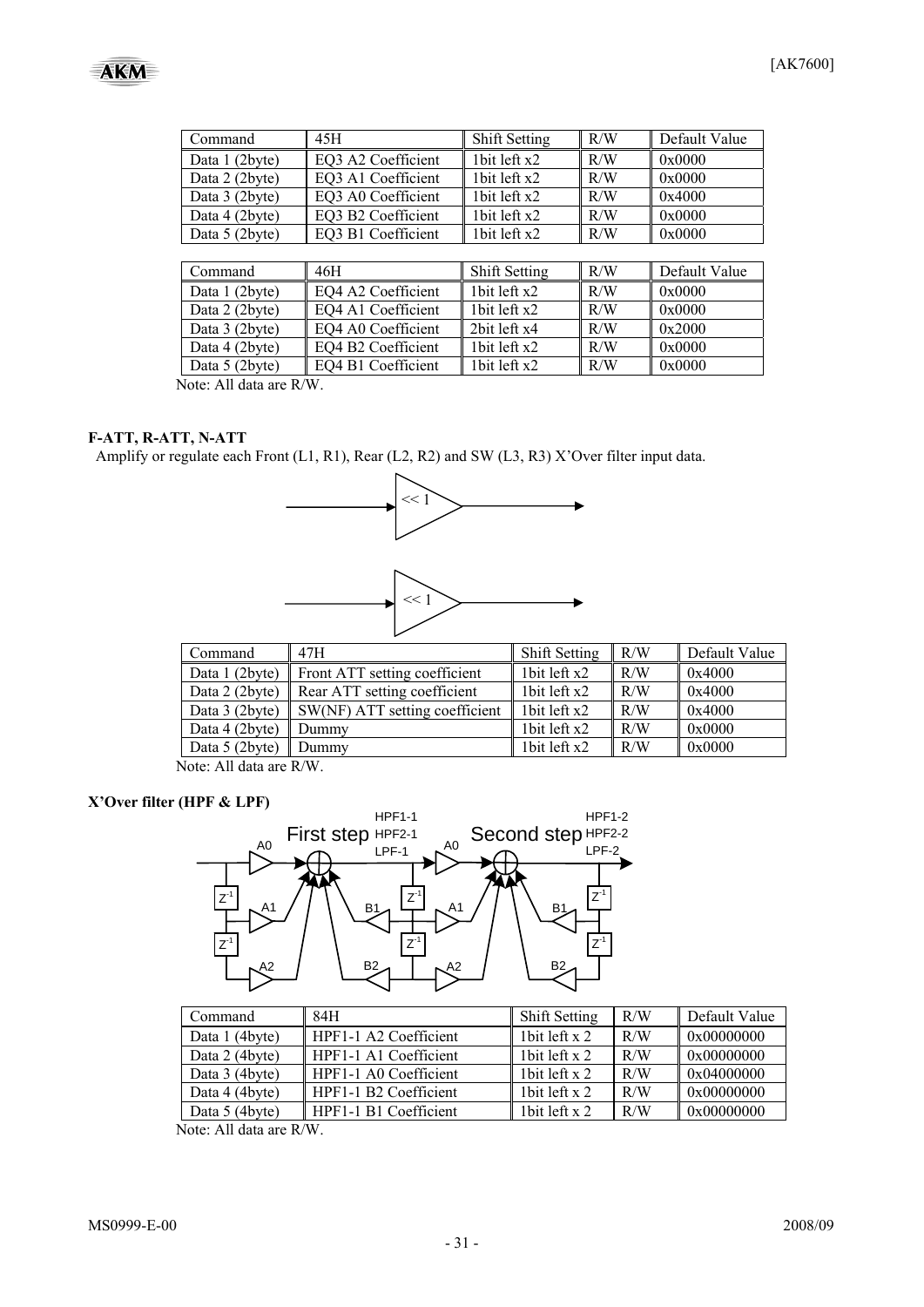| Command | 45H | Shift Setting | R/W | Default Value |
|---|---|---|---|---|
| Data 1 (2byte) | EQ3 A2 Coefficient | 1bit left x2 | R/W | 0x0000 |
| Data 2 (2byte) | EQ3 A1 Coefficient | 1bit left x2 | R/W | 0x0000 |
| Data 3 (2byte) | EQ3 A0 Coefficient | 1bit left x2 | R/W | 0x4000 |
| Data 4 (2byte) | EQ3 B2 Coefficient | 1bit left x2 | R/W | 0x0000 |
| Data 5 (2byte) | EQ3 B1 Coefficient | 1bit left x2 | R/W | 0x0000 |

| Command | 46H | Shift Setting | R/W | Default Value |
|---|---|---|---|---|
| Data 1 (2byte) | EQ4 A2 Coefficient | 1bit left x2 | R/W | 0x0000 |
| Data 2 (2byte) | EQ4 A1 Coefficient | 1bit left x2 | R/W | 0x0000 |
| Data 3 (2byte) | EQ4 A0 Coefficient | 2bit left x4 | R/W | 0x2000 |
| Data 4 (2byte) | EQ4 B2 Coefficient | 1bit left x2 | R/W | 0x0000 |
| Data 5 (2byte) | EQ4 B1 Coefficient | 1bit left x2 | R/W | 0x0000 |

Note: All data are R/W.

**F-ATT, R-ATT, N-ATT**

Amplify or regulate each Front (L1, R1), Rear (L2, R2) and SW (L3, R3) X'Over filter input data.

<< 1

<< 1

| Command | 47H | Shift Setting | R/W | Default Value |
|---|---|---|---|---|
| Data 1 (2byte) | Front ATT setting coefficient | 1bit left x2 | R/W | 0x4000 |
| Data 2 (2byte) | Rear ATT setting coefficient | 1bit left x2 | R/W | 0x4000 |
| Data 3 (2byte) | SW(NF) ATT setting coefficient | 1bit left x2 | R/W | 0x4000 |
| Data 4 (2byte) | Dummy | 1bit left x2 | R/W | 0x0000 |
| Data 5 (2byte) | Dummy | 1bit left x2 | R/W | 0x0000 |

Note: All data are R/W.

**X'Over filter (HPF & LPF)**

First step (HPF1-1, HPF2-1, LPF-1) — Second step (HPF1-2, HPF2-2, LPF-2)

| Command | 84H | Shift Setting | R/W | Default Value |
|---|---|---|---|---|
| Data 1 (4byte) | HPF1-1 A2 Coefficient | 1bit left x 2 | R/W | 0x00000000 |
| Data 2 (4byte) | HPF1-1 A1 Coefficient | 1bit left x 2 | R/W | 0x00000000 |
| Data 3 (4byte) | HPF1-1 A0 Coefficient | 1bit left x 2 | R/W | 0x04000000 |
| Data 4 (4byte) | HPF1-1 B2 Coefficient | 1bit left x 2 | R/W | 0x00000000 |
| Data 5 (4byte) | HPF1-1 B1 Coefficient | 1bit left x 2 | R/W | 0x00000000 |

Note: All data are R/W.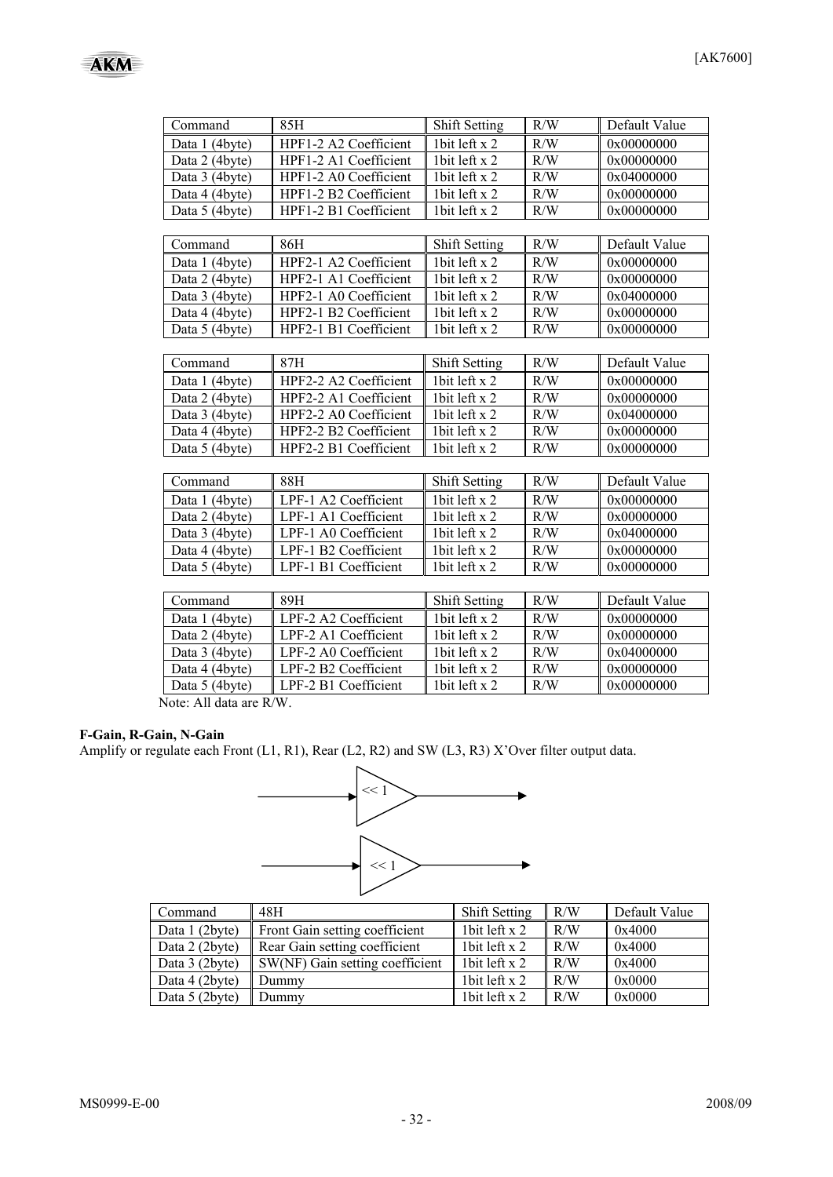| Command | 85H | Shift Setting | R/W | Default Value |
|---|---|---|---|---|
| Data 1 (4byte) | HPF1-2 A2 Coefficient | 1bit left x 2 | R/W | 0x00000000 |
| Data 2 (4byte) | HPF1-2 A1 Coefficient | 1bit left x 2 | R/W | 0x00000000 |
| Data 3 (4byte) | HPF1-2 A0 Coefficient | 1bit left x 2 | R/W | 0x04000000 |
| Data 4 (4byte) | HPF1-2 B2 Coefficient | 1bit left x 2 | R/W | 0x00000000 |
| Data 5 (4byte) | HPF1-2 B1 Coefficient | 1bit left x 2 | R/W | 0x00000000 |

| Command | 86H | Shift Setting | R/W | Default Value |
|---|---|---|---|---|
| Data 1 (4byte) | HPF2-1 A2 Coefficient | 1bit left x 2 | R/W | 0x00000000 |
| Data 2 (4byte) | HPF2-1 A1 Coefficient | 1bit left x 2 | R/W | 0x00000000 |
| Data 3 (4byte) | HPF2-1 A0 Coefficient | 1bit left x 2 | R/W | 0x04000000 |
| Data 4 (4byte) | HPF2-1 B2 Coefficient | 1bit left x 2 | R/W | 0x00000000 |
| Data 5 (4byte) | HPF2-1 B1 Coefficient | 1bit left x 2 | R/W | 0x00000000 |

| Command | 87H | Shift Setting | R/W | Default Value |
|---|---|---|---|---|
| Data 1 (4byte) | HPF2-2 A2 Coefficient | 1bit left x 2 | R/W | 0x00000000 |
| Data 2 (4byte) | HPF2-2 A1 Coefficient | 1bit left x 2 | R/W | 0x00000000 |
| Data 3 (4byte) | HPF2-2 A0 Coefficient | 1bit left x 2 | R/W | 0x04000000 |
| Data 4 (4byte) | HPF2-2 B2 Coefficient | 1bit left x 2 | R/W | 0x00000000 |
| Data 5 (4byte) | HPF2-2 B1 Coefficient | 1bit left x 2 | R/W | 0x00000000 |

| Command | 88H | Shift Setting | R/W | Default Value |
|---|---|---|---|---|
| Data 1 (4byte) | LPF-1 A2 Coefficient | 1bit left x 2 | R/W | 0x00000000 |
| Data 2 (4byte) | LPF-1 A1 Coefficient | 1bit left x 2 | R/W | 0x00000000 |
| Data 3 (4byte) | LPF-1 A0 Coefficient | 1bit left x 2 | R/W | 0x04000000 |
| Data 4 (4byte) | LPF-1 B2 Coefficient | 1bit left x 2 | R/W | 0x00000000 |
| Data 5 (4byte) | LPF-1 B1 Coefficient | 1bit left x 2 | R/W | 0x00000000 |

| Command | 89H | Shift Setting | R/W | Default Value |
|---|---|---|---|---|
| Data 1 (4byte) | LPF-2 A2 Coefficient | 1bit left x 2 | R/W | 0x00000000 |
| Data 2 (4byte) | LPF-2 A1 Coefficient | 1bit left x 2 | R/W | 0x00000000 |
| Data 3 (4byte) | LPF-2 A0 Coefficient | 1bit left x 2 | R/W | 0x04000000 |
| Data 4 (4byte) | LPF-2 B2 Coefficient | 1bit left x 2 | R/W | 0x00000000 |
| Data 5 (4byte) | LPF-2 B1 Coefficient | 1bit left x 2 | R/W | 0x00000000 |

Note: All data are R/W.

**F-Gain, R-Gain, N-Gain**

Amplify or regulate each Front (L1, R1), Rear (L2, R2) and SW (L3, R3) X'Over filter output data.

<< 1

<< 1

| Command | 48H | Shift Setting | R/W | Default Value |
|---|---|---|---|---|
| Data 1 (2byte) | Front Gain setting coefficient | 1bit left x 2 | R/W | 0x4000 |
| Data 2 (2byte) | Rear Gain setting coefficient | 1bit left x 2 | R/W | 0x4000 |
| Data 3 (2byte) | SW(NF) Gain setting coefficient | 1bit left x 2 | R/W | 0x4000 |
| Data 4 (2byte) | Dummy | 1bit left x 2 | R/W | 0x0000 |
| Data 5 (2byte) | Dummy | 1bit left x 2 | R/W | 0x0000 |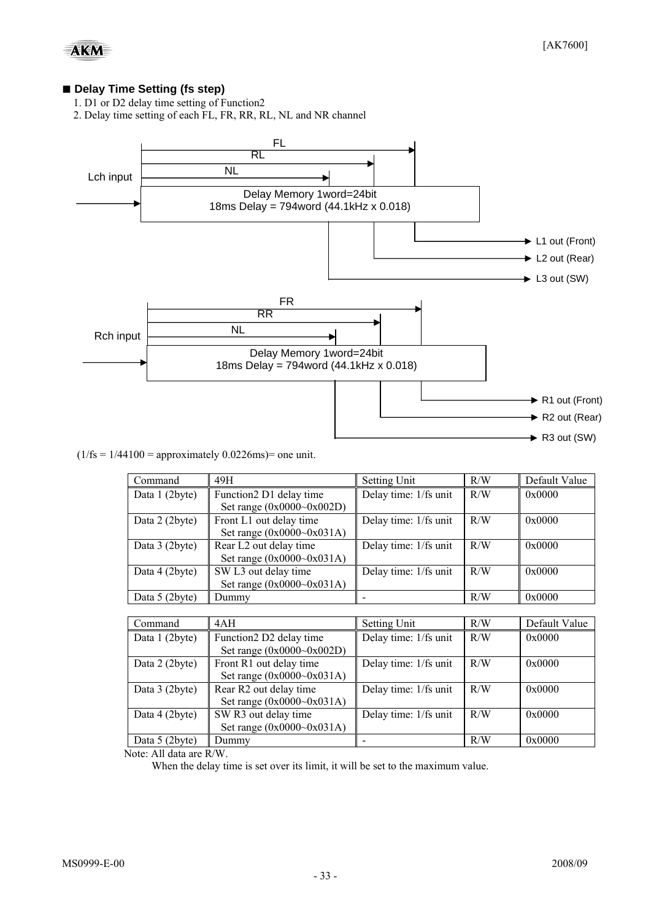## ■ Delay Time Setting (fs step)

1. D1 or D2 delay time setting of Function2
2. Delay time setting of each FL, FR, RR, RL, NL and NR channel

Lch input — FL, RL, NL — Delay Memory 1word=24bit, 18ms Delay = 794word (44.1kHz x 0.018) — L1 out (Front), L2 out (Rear), L3 out (SW)

Rch input — FR, RR, NL — Delay Memory 1word=24bit, 18ms Delay = 794word (44.1kHz x 0.018) — R1 out (Front), R2 out (Rear), R3 out (SW)

(1/fs = 1/44100 = approximately 0.0226ms)= one unit.

| Command | 49H | Setting Unit | R/W | Default Value |
|---|---|---|---|---|
| Data 1 (2byte) | Function2 D1 delay time<br>Set range (0x0000~0x002D) | Delay time: 1/fs unit | R/W | 0x0000 |
| Data 2 (2byte) | Front L1 out delay time<br>Set range (0x0000~0x031A) | Delay time: 1/fs unit | R/W | 0x0000 |
| Data 3 (2byte) | Rear L2 out delay time<br>Set range (0x0000~0x031A) | Delay time: 1/fs unit | R/W | 0x0000 |
| Data 4 (2byte) | SW L3 out delay time<br>Set range (0x0000~0x031A) | Delay time: 1/fs unit | R/W | 0x0000 |
| Data 5 (2byte) | Dummy | - | R/W | 0x0000 |

| Command | 4AH | Setting Unit | R/W | Default Value |
|---|---|---|---|---|
| Data 1 (2byte) | Function2 D2 delay time<br>Set range (0x0000~0x002D) | Delay time: 1/fs unit | R/W | 0x0000 |
| Data 2 (2byte) | Front R1 out delay time<br>Set range (0x0000~0x031A) | Delay time: 1/fs unit | R/W | 0x0000 |
| Data 3 (2byte) | Rear R2 out delay time<br>Set range (0x0000~0x031A) | Delay time: 1/fs unit | R/W | 0x0000 |
| Data 4 (2byte) | SW R3 out delay time<br>Set range (0x0000~0x031A) | Delay time: 1/fs unit | R/W | 0x0000 |
| Data 5 (2byte) | Dummy | - | R/W | 0x0000 |

Note: All data are R/W.

When the delay time is set over its limit, it will be set to the maximum value.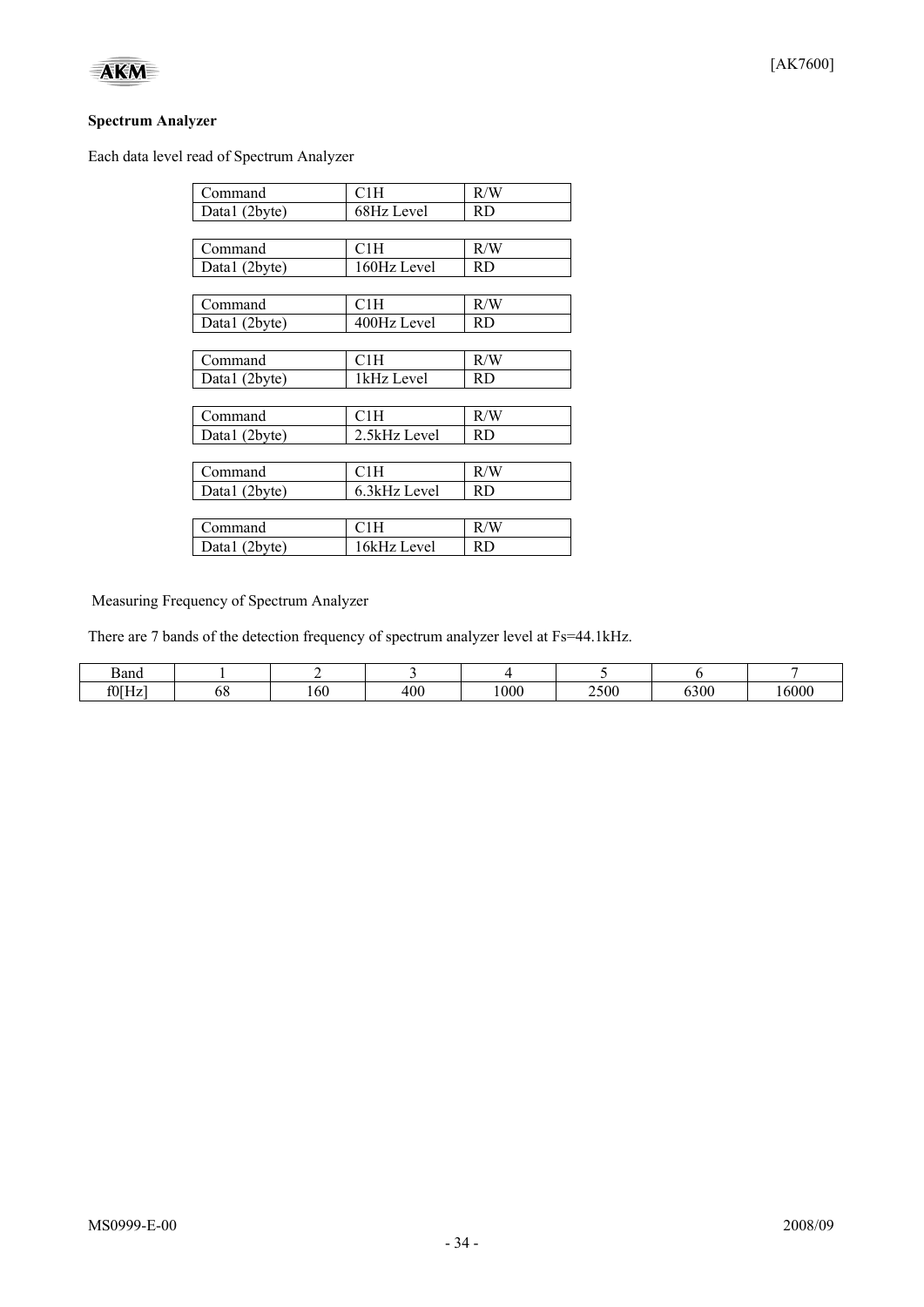**Spectrum Analyzer**

Each data level read of Spectrum Analyzer

| Command | C1H | R/W |
|---|---|---|
| Data1 (2byte) | 68Hz Level | RD |

| Command | C1H | R/W |
|---|---|---|
| Data1 (2byte) | 160Hz Level | RD |

| Command | C1H | R/W |
|---|---|---|
| Data1 (2byte) | 400Hz Level | RD |

| Command | C1H | R/W |
|---|---|---|
| Data1 (2byte) | 1kHz Level | RD |

| Command | C1H | R/W |
|---|---|---|
| Data1 (2byte) | 2.5kHz Level | RD |

| Command | C1H | R/W |
|---|---|---|
| Data1 (2byte) | 6.3kHz Level | RD |

| Command | C1H | R/W |
|---|---|---|
| Data1 (2byte) | 16kHz Level | RD |

Measuring Frequency of Spectrum Analyzer

There are 7 bands of the detection frequency of spectrum analyzer level at Fs=44.1kHz.

| Band | 1 | 2 | 3 | 4 | 5 | 6 | 7 |
|---|---|---|---|---|---|---|---|
| f0[Hz] | 68 | 160 | 400 | 1000 | 2500 | 6300 | 16000 |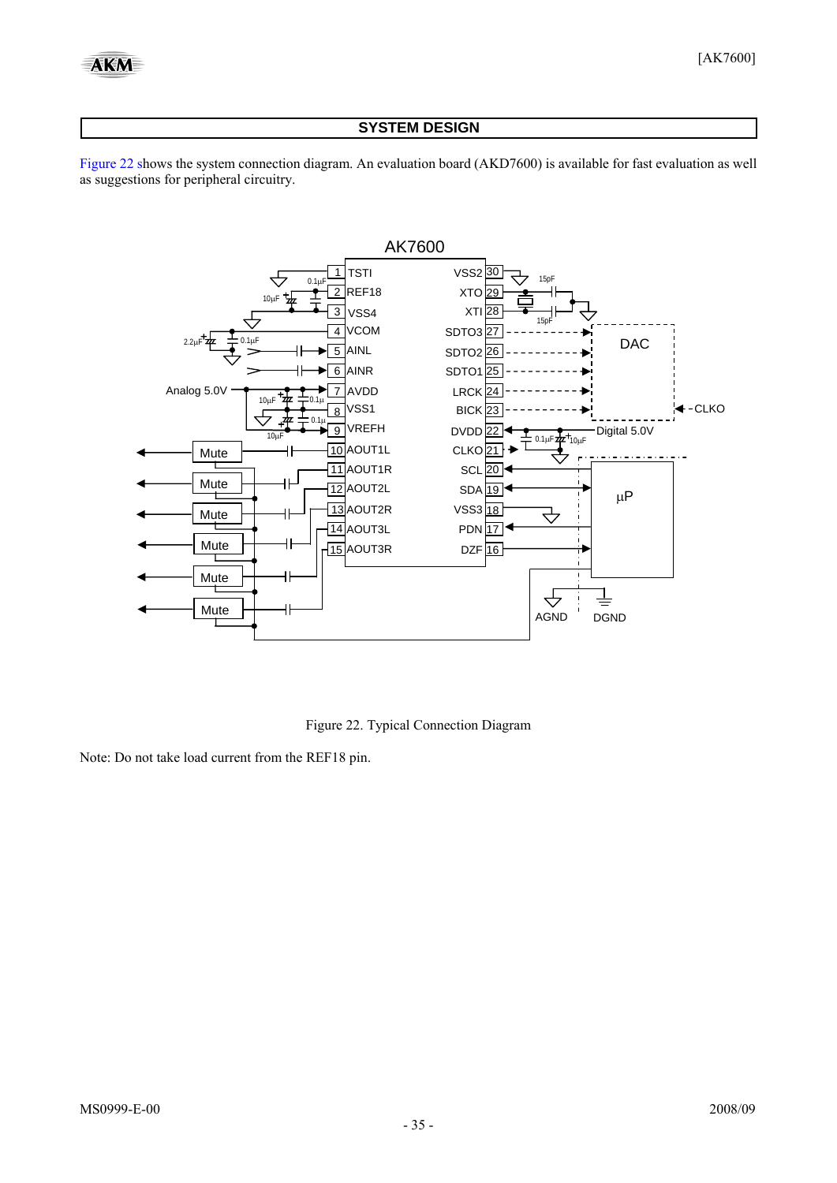## SYSTEM DESIGN

Figure 22 shows the system connection diagram. An evaluation board (AKD7600) is available for fast evaluation as well as suggestions for peripheral circuitry.

Figure 22. Typical Connection Diagram

Note: Do not take load current from the REF18 pin.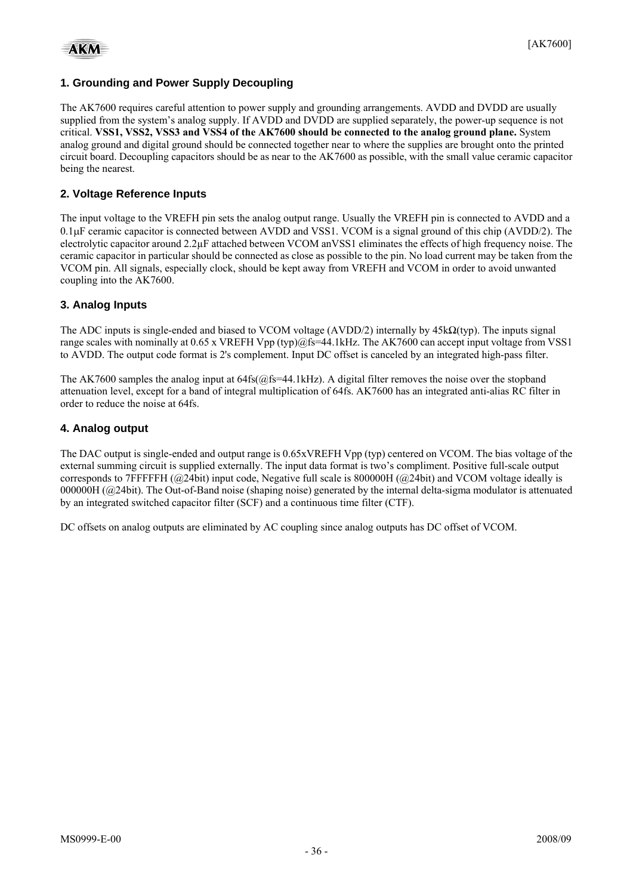## 1. Grounding and Power Supply Decoupling

The AK7600 requires careful attention to power supply and grounding arrangements. AVDD and DVDD are usually supplied from the system's analog supply. If AVDD and DVDD are supplied separately, the power-up sequence is not critical. **VSS1, VSS2, VSS3 and VSS4 of the AK7600 should be connected to the analog ground plane.** System analog ground and digital ground should be connected together near to where the supplies are brought onto the printed circuit board. Decoupling capacitors should be as near to the AK7600 as possible, with the small value ceramic capacitor being the nearest.

## 2. Voltage Reference Inputs

The input voltage to the VREFH pin sets the analog output range. Usually the VREFH pin is connected to AVDD and a 0.1μF ceramic capacitor is connected between AVDD and VSS1. VCOM is a signal ground of this chip (AVDD/2). The electrolytic capacitor around 2.2μF attached between VCOM anVSS1 eliminates the effects of high frequency noise. The ceramic capacitor in particular should be connected as close as possible to the pin. No load current may be taken from the VCOM pin. All signals, especially clock, should be kept away from VREFH and VCOM in order to avoid unwanted coupling into the AK7600.

## 3. Analog Inputs

The ADC inputs is single-ended and biased to VCOM voltage (AVDD/2) internally by 45kΩ(typ). The inputs signal range scales with nominally at 0.65 x VREFH Vpp (typ)@fs=44.1kHz. The AK7600 can accept input voltage from VSS1 to AVDD. The output code format is 2's complement. Input DC offset is canceled by an integrated high-pass filter.

The AK7600 samples the analog input at 64fs(@fs=44.1kHz). A digital filter removes the noise over the stopband attenuation level, except for a band of integral multiplication of 64fs. AK7600 has an integrated anti-alias RC filter in order to reduce the noise at 64fs.

## 4. Analog output

The DAC output is single-ended and output range is 0.65xVREFH Vpp (typ) centered on VCOM. The bias voltage of the external summing circuit is supplied externally. The input data format is two's compliment. Positive full-scale output corresponds to 7FFFFFH (@24bit) input code, Negative full scale is 800000H (@24bit) and VCOM voltage ideally is 000000H (@24bit). The Out-of-Band noise (shaping noise) generated by the internal delta-sigma modulator is attenuated by an integrated switched capacitor filter (SCF) and a continuous time filter (CTF).

DC offsets on analog outputs are eliminated by AC coupling since analog outputs has DC offset of VCOM.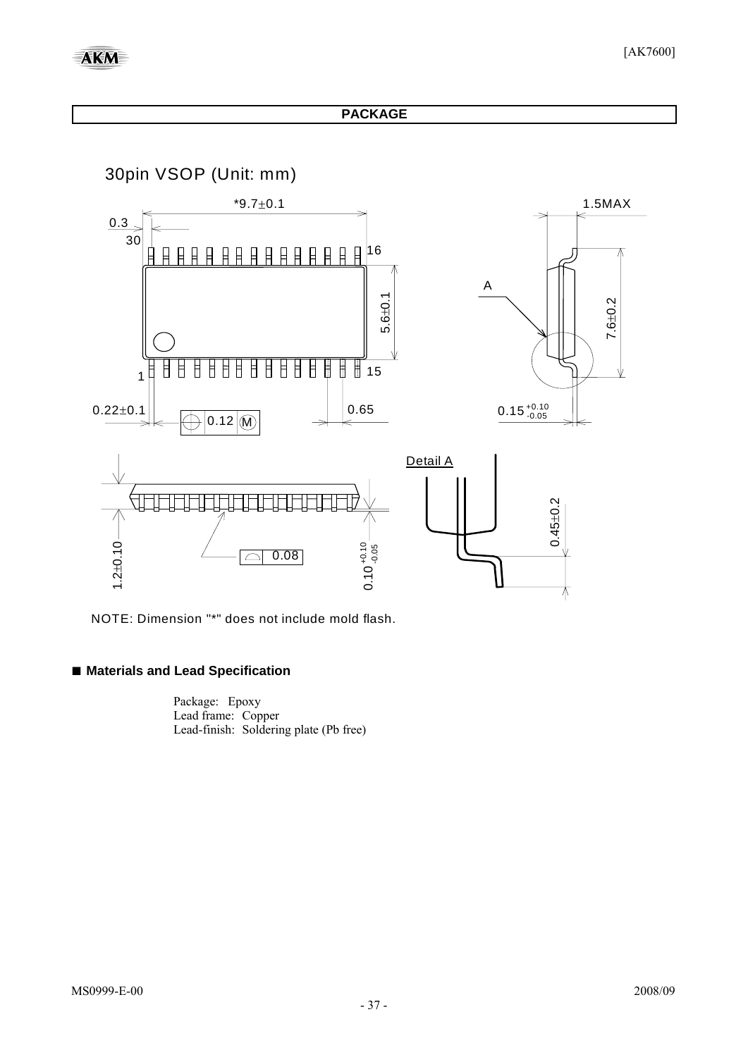## PACKAGE

30pin VSOP (Unit: mm)

NOTE: Dimension "*" does not include mold flash.

### ■ Materials and Lead Specification

Package: Epoxy
Lead frame: Copper
Lead-finish: Soldering plate (Pb free)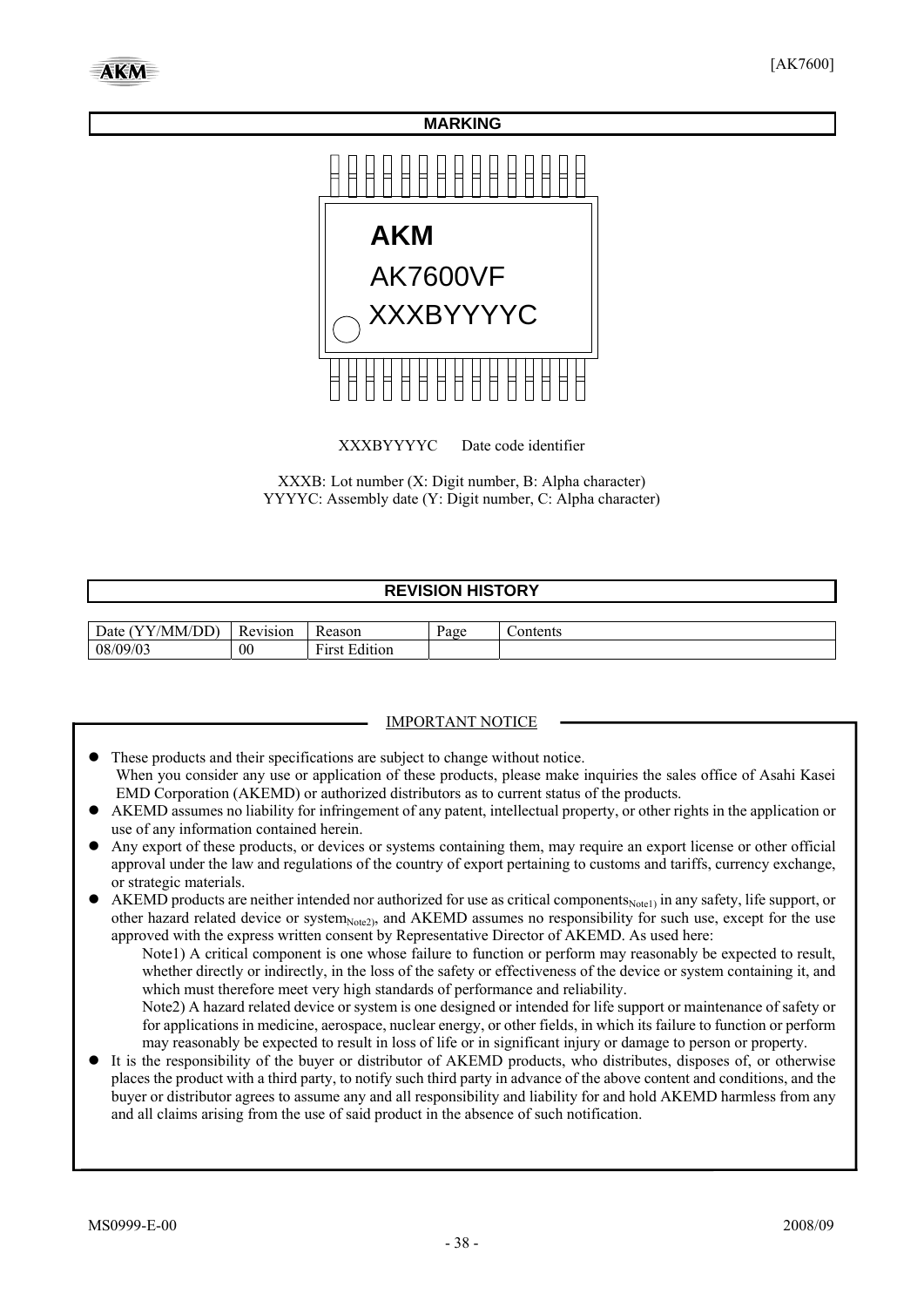## MARKING

AKM
AK7600VF
XXXBYYYYC

XXXBYYYYC　Date code identifier

XXXB: Lot number (X: Digit number, B: Alpha character)
YYYYC: Assembly date (Y: Digit number, C: Alpha character)

## REVISION HISTORY

| Date (YY/MM/DD) | Revision | Reason | Page | Contents |
|---|---|---|---|---|
| 08/09/03 | 00 | First Edition | | |

IMPORTANT NOTICE

- These products and their specifications are subject to change without notice.
  When you consider any use or application of these products, please make inquiries the sales office of Asahi Kasei EMD Corporation (AKEMD) or authorized distributors as to current status of the products.
- AKEMD assumes no liability for infringement of any patent, intellectual property, or other rights in the application or use of any information contained herein.
- Any export of these products, or devices or systems containing them, may require an export license or other official approval under the law and regulations of the country of export pertaining to customs and tariffs, currency exchange, or strategic materials.
- AKEMD products are neither intended nor authorized for use as critical components$_{\text{Note1)}}$ in any safety, life support, or other hazard related device or system$_{\text{Note2)}}$, and AKEMD assumes no responsibility for such use, except for the use approved with the express written consent by Representative Director of AKEMD. As used here:
  Note1) A critical component is one whose failure to function or perform may reasonably be expected to result, whether directly or indirectly, in the loss of the safety or effectiveness of the device or system containing it, and which must therefore meet very high standards of performance and reliability.
  Note2) A hazard related device or system is one designed or intended for life support or maintenance of safety or for applications in medicine, aerospace, nuclear energy, or other fields, in which its failure to function or perform may reasonably be expected to result in loss of life or in significant injury or damage to person or property.
- It is the responsibility of the buyer or distributor of AKEMD products, who distributes, disposes of, or otherwise places the product with a third party, to notify such third party in advance of the above content and conditions, and the buyer or distributor agrees to assume any and all responsibility and liability for and hold AKEMD harmless from any and all claims arising from the use of said product in the absence of such notification.